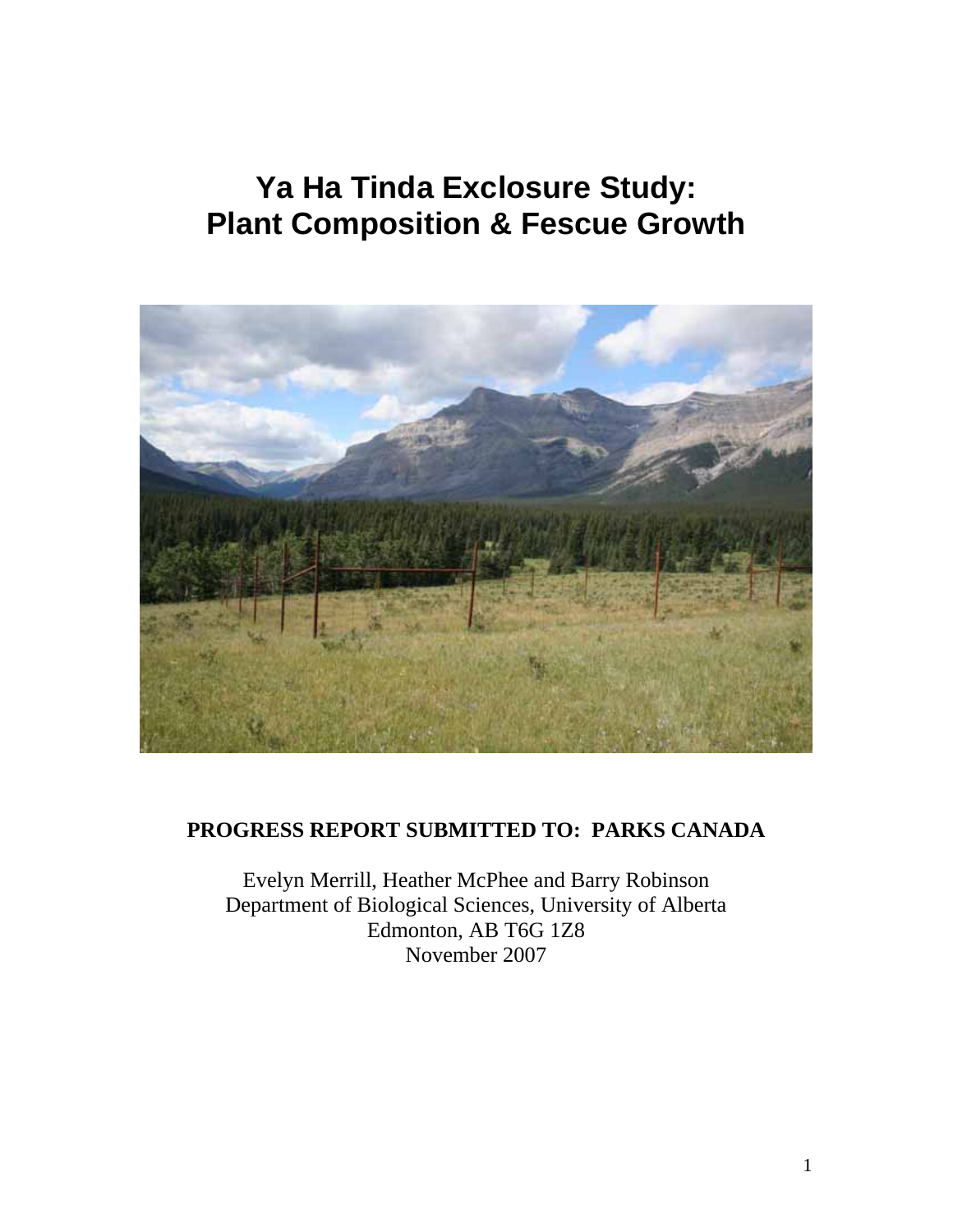# Ya Ha Tinda Exclosure Study: Plant Composition & Fescue Growth

**PROGRESS REPORT SUBMITTED TO: PARKS CANADA**

Evelyn Merrill, Heather McPhee and Barry Robinson
Department of Biological Sciences, University of Alberta
Edmonton, AB T6G 1Z8
November 2007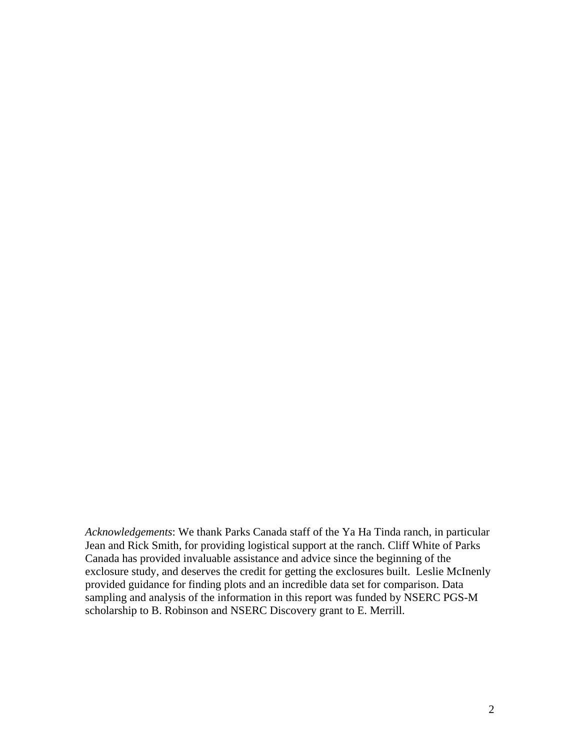*Acknowledgements*: We thank Parks Canada staff of the Ya Ha Tinda ranch, in particular Jean and Rick Smith, for providing logistical support at the ranch. Cliff White of Parks Canada has provided invaluable assistance and advice since the beginning of the exclosure study, and deserves the credit for getting the exclosures built. Leslie McInenly provided guidance for finding plots and an incredible data set for comparison. Data sampling and analysis of the information in this report was funded by NSERC PGS-M scholarship to B. Robinson and NSERC Discovery grant to E. Merrill.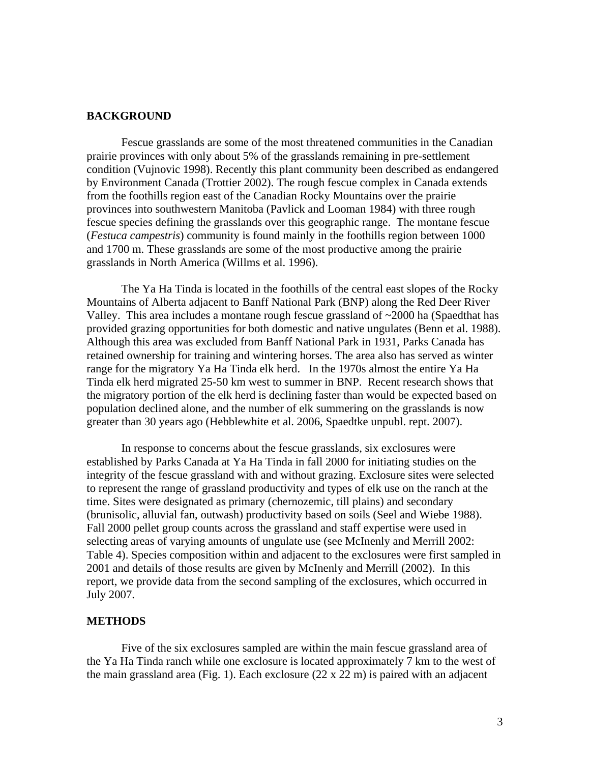## BACKGROUND

Fescue grasslands are some of the most threatened communities in the Canadian prairie provinces with only about 5% of the grasslands remaining in pre-settlement condition (Vujnovic 1998). Recently this plant community been described as endangered by Environment Canada (Trottier 2002). The rough fescue complex in Canada extends from the foothills region east of the Canadian Rocky Mountains over the prairie provinces into southwestern Manitoba (Pavlick and Looman 1984) with three rough fescue species defining the grasslands over this geographic range. The montane fescue (*Festuca campestris*) community is found mainly in the foothills region between 1000 and 1700 m. These grasslands are some of the most productive among the prairie grasslands in North America (Willms et al. 1996).

The Ya Ha Tinda is located in the foothills of the central east slopes of the Rocky Mountains of Alberta adjacent to Banff National Park (BNP) along the Red Deer River Valley. This area includes a montane rough fescue grassland of ~2000 ha (Spaedthat has provided grazing opportunities for both domestic and native ungulates (Benn et al. 1988). Although this area was excluded from Banff National Park in 1931, Parks Canada has retained ownership for training and wintering horses. The area also has served as winter range for the migratory Ya Ha Tinda elk herd. In the 1970s almost the entire Ya Ha Tinda elk herd migrated 25-50 km west to summer in BNP. Recent research shows that the migratory portion of the elk herd is declining faster than would be expected based on population declined alone, and the number of elk summering on the grasslands is now greater than 30 years ago (Hebblewhite et al. 2006, Spaedtke unpubl. rept. 2007).

In response to concerns about the fescue grasslands, six exclosures were established by Parks Canada at Ya Ha Tinda in fall 2000 for initiating studies on the integrity of the fescue grassland with and without grazing. Exclosure sites were selected to represent the range of grassland productivity and types of elk use on the ranch at the time. Sites were designated as primary (chernozemic, till plains) and secondary (brunisolic, alluvial fan, outwash) productivity based on soils (Seel and Wiebe 1988). Fall 2000 pellet group counts across the grassland and staff expertise were used in selecting areas of varying amounts of ungulate use (see McInenly and Merrill 2002: Table 4). Species composition within and adjacent to the exclosures were first sampled in 2001 and details of those results are given by McInenly and Merrill (2002). In this report, we provide data from the second sampling of the exclosures, which occurred in July 2007.

## METHODS

Five of the six exclosures sampled are within the main fescue grassland area of the Ya Ha Tinda ranch while one exclosure is located approximately 7 km to the west of the main grassland area (Fig. 1). Each exclosure (22 x 22 m) is paired with an adjacent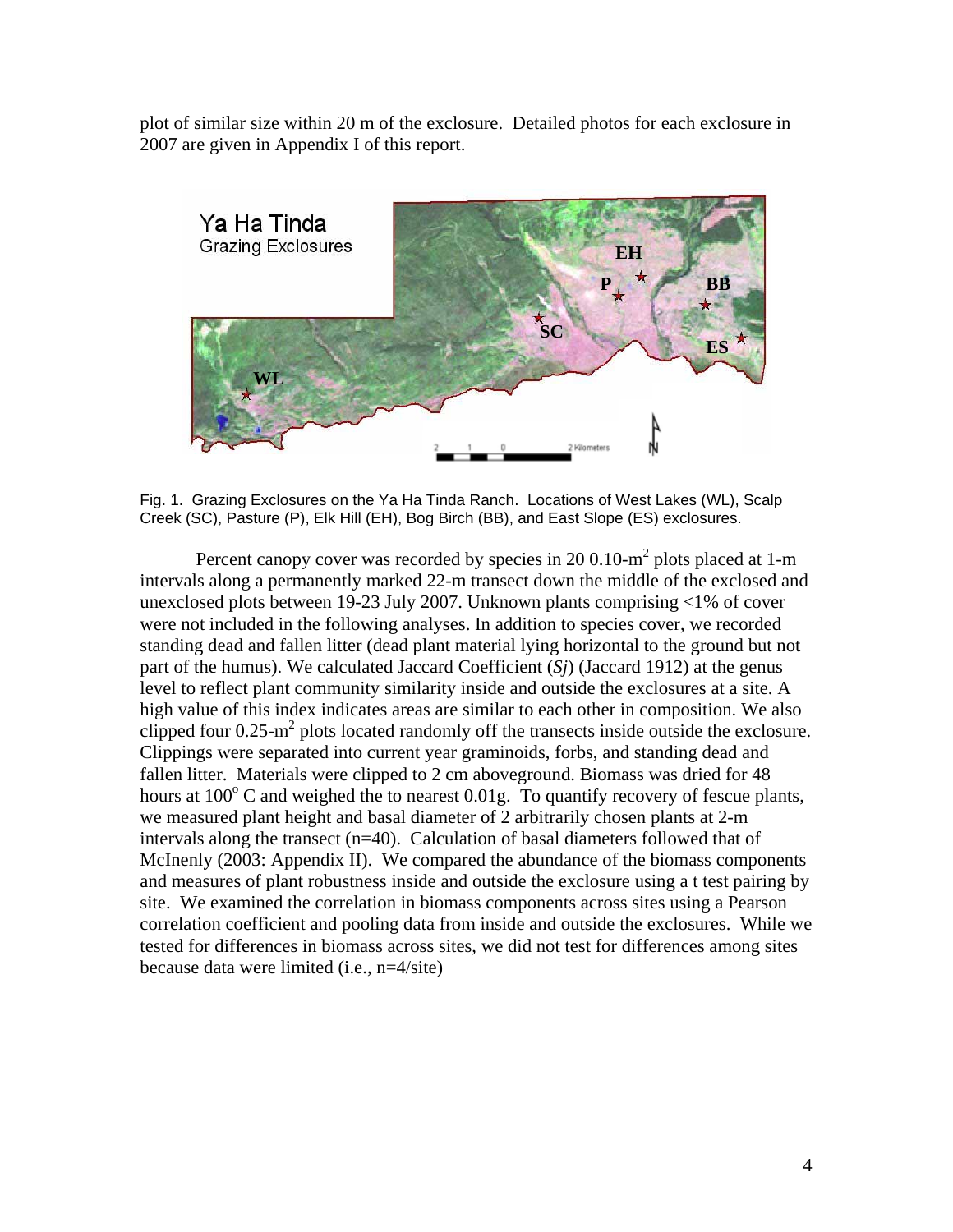plot of similar size within 20 m of the exclosure. Detailed photos for each exclosure in 2007 are given in Appendix I of this report.

Fig. 1. Grazing Exclosures on the Ya Ha Tinda Ranch. Locations of West Lakes (WL), Scalp Creek (SC), Pasture (P), Elk Hill (EH), Bog Birch (BB), and East Slope (ES) exclosures.

Percent canopy cover was recorded by species in 20 0.10-m$^2$ plots placed at 1-m intervals along a permanently marked 22-m transect down the middle of the exclosed and unexclosed plots between 19-23 July 2007. Unknown plants comprising <1% of cover were not included in the following analyses. In addition to species cover, we recorded standing dead and fallen litter (dead plant material lying horizontal to the ground but not part of the humus). We calculated Jaccard Coefficient ($Sj$) (Jaccard 1912) at the genus level to reflect plant community similarity inside and outside the exclosures at a site. A high value of this index indicates areas are similar to each other in composition. We also clipped four 0.25-m$^2$ plots located randomly off the transects inside outside the exclosure. Clippings were separated into current year graminoids, forbs, and standing dead and fallen litter. Materials were clipped to 2 cm aboveground. Biomass was dried for 48 hours at 100$^o$ C and weighed the to nearest 0.01g. To quantify recovery of fescue plants, we measured plant height and basal diameter of 2 arbitrarily chosen plants at 2-m intervals along the transect (n=40). Calculation of basal diameters followed that of McInenly (2003: Appendix II). We compared the abundance of the biomass components and measures of plant robustness inside and outside the exclosure using a t test pairing by site. We examined the correlation in biomass components across sites using a Pearson correlation coefficient and pooling data from inside and outside the exclosures. While we tested for differences in biomass across sites, we did not test for differences among sites because data were limited (i.e., n=4/site)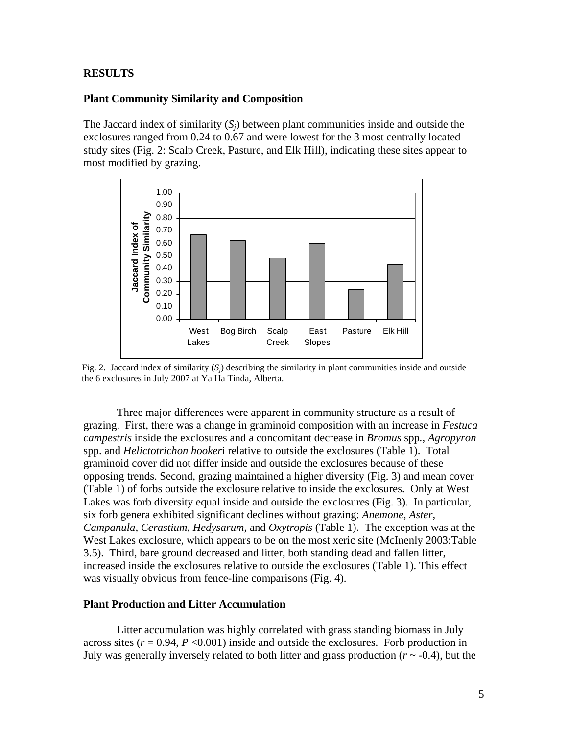## RESULTS

### Plant Community Similarity and Composition

The Jaccard index of similarity ($S_j$) between plant communities inside and outside the exclosures ranged from 0.24 to 0.67 and were lowest for the 3 most centrally located study sites (Fig. 2: Scalp Creek, Pasture, and Elk Hill), indicating these sites appear to most modified by grazing.

Fig. 2. Jaccard index of similarity ($S_j$) describing the similarity in plant communities inside and outside the 6 exclosures in July 2007 at Ya Ha Tinda, Alberta.

Three major differences were apparent in community structure as a result of grazing. First, there was a change in graminoid composition with an increase in *Festuca campestris* inside the exclosures and a concomitant decrease in *Bromus* spp., *Agropyron* spp. and *Helictotrichon hookeri* relative to outside the exclosures (Table 1). Total graminoid cover did not differ inside and outside the exclosures because of these opposing trends. Second, grazing maintained a higher diversity (Fig. 3) and mean cover (Table 1) of forbs outside the exclosure relative to inside the exclosures. Only at West Lakes was forb diversity equal inside and outside the exclosures (Fig. 3). In particular, six forb genera exhibited significant declines without grazing: *Anemone*, *Aster*, *Campanula*, *Cerastium*, *Hedysarum*, and *Oxytropis* (Table 1). The exception was at the West Lakes exclosure, which appears to be on the most xeric site (McInenly 2003:Table 3.5). Third, bare ground decreased and litter, both standing dead and fallen litter, increased inside the exclosures relative to outside the exclosures (Table 1). This effect was visually obvious from fence-line comparisons (Fig. 4).

### Plant Production and Litter Accumulation

Litter accumulation was highly correlated with grass standing biomass in July across sites ($r = 0.94$, $P < 0.001$) inside and outside the exclosures. Forb production in July was generally inversely related to both litter and grass production ($r \sim -0.4$), but the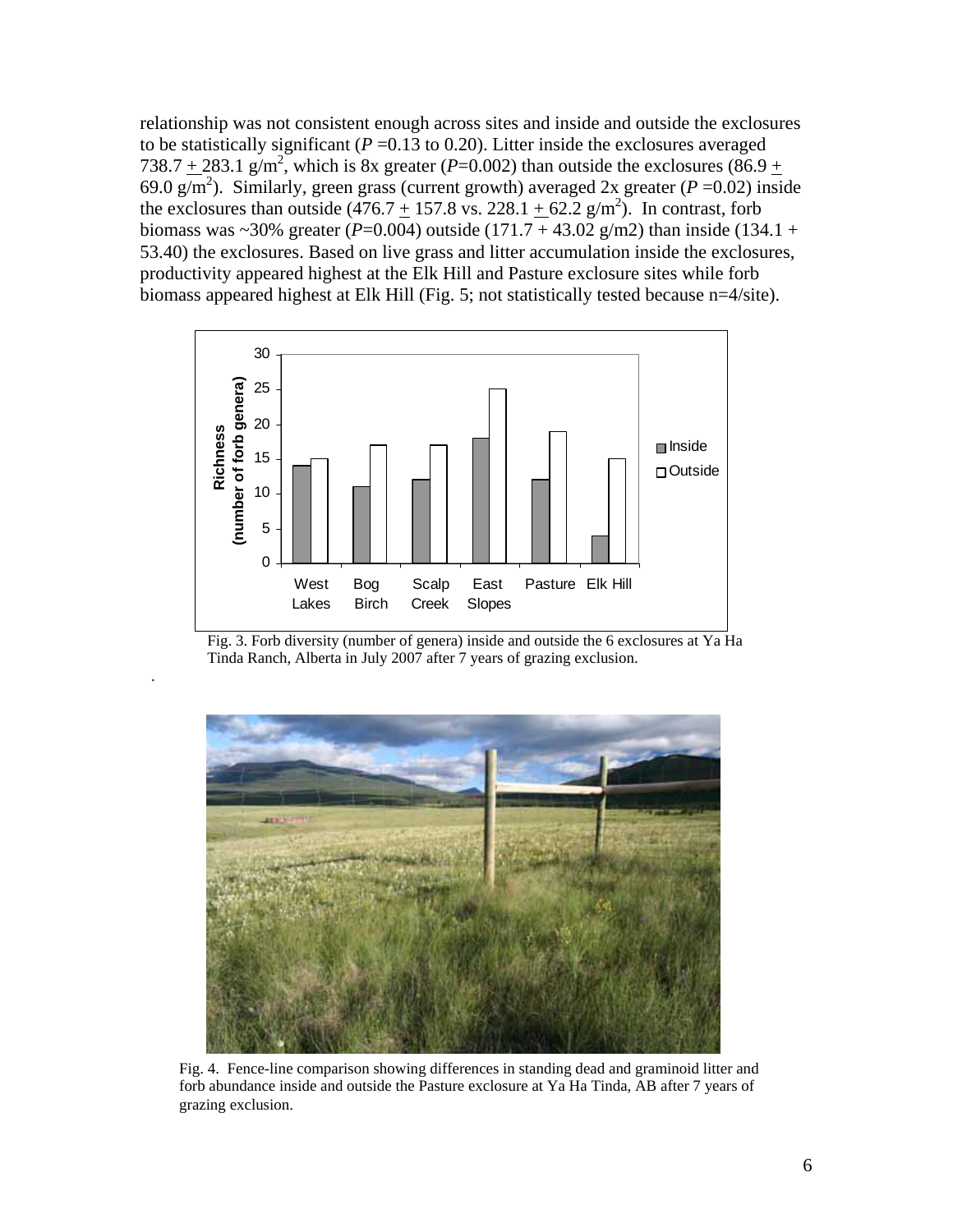relationship was not consistent enough across sites and inside and outside the exclosures to be statistically significant ($P$ =0.13 to 0.20). Litter inside the exclosures averaged 738.7 $\pm$ 283.1 g/m$^2$, which is 8x greater ($P$=0.002) than outside the exclosures (86.9 $\pm$ 69.0 g/m$^2$). Similarly, green grass (current growth) averaged 2x greater ($P$ =0.02) inside the exclosures than outside (476.7 $\pm$ 157.8 vs. 228.1 $\pm$ 62.2 g/m$^2$). In contrast, forb biomass was ~30% greater ($P$=0.004) outside (171.7 + 43.02 g/m2) than inside (134.1 + 53.40) the exclosures. Based on live grass and litter accumulation inside the exclosures, productivity appeared highest at the Elk Hill and Pasture exclosure sites while forb biomass appeared highest at Elk Hill (Fig. 5; not statistically tested because n=4/site).

| Site | Inside | Outside |
|---|---|---|
| West Lakes | 14 | 15 |
| Bog Birch | 11 | 17 |
| Scalp Creek | 12 | 17 |
| East Slopes | 18 | 25 |
| Pasture | 12 | 19 |
| Elk Hill | 4 | 15 |

Fig. 3. Forb diversity (number of genera) inside and outside the 6 exclosures at Ya Ha Tinda Ranch, Alberta in July 2007 after 7 years of grazing exclusion.

Fig. 4. Fence-line comparison showing differences in standing dead and graminoid litter and forb abundance inside and outside the Pasture exclosure at Ya Ha Tinda, AB after 7 years of grazing exclusion.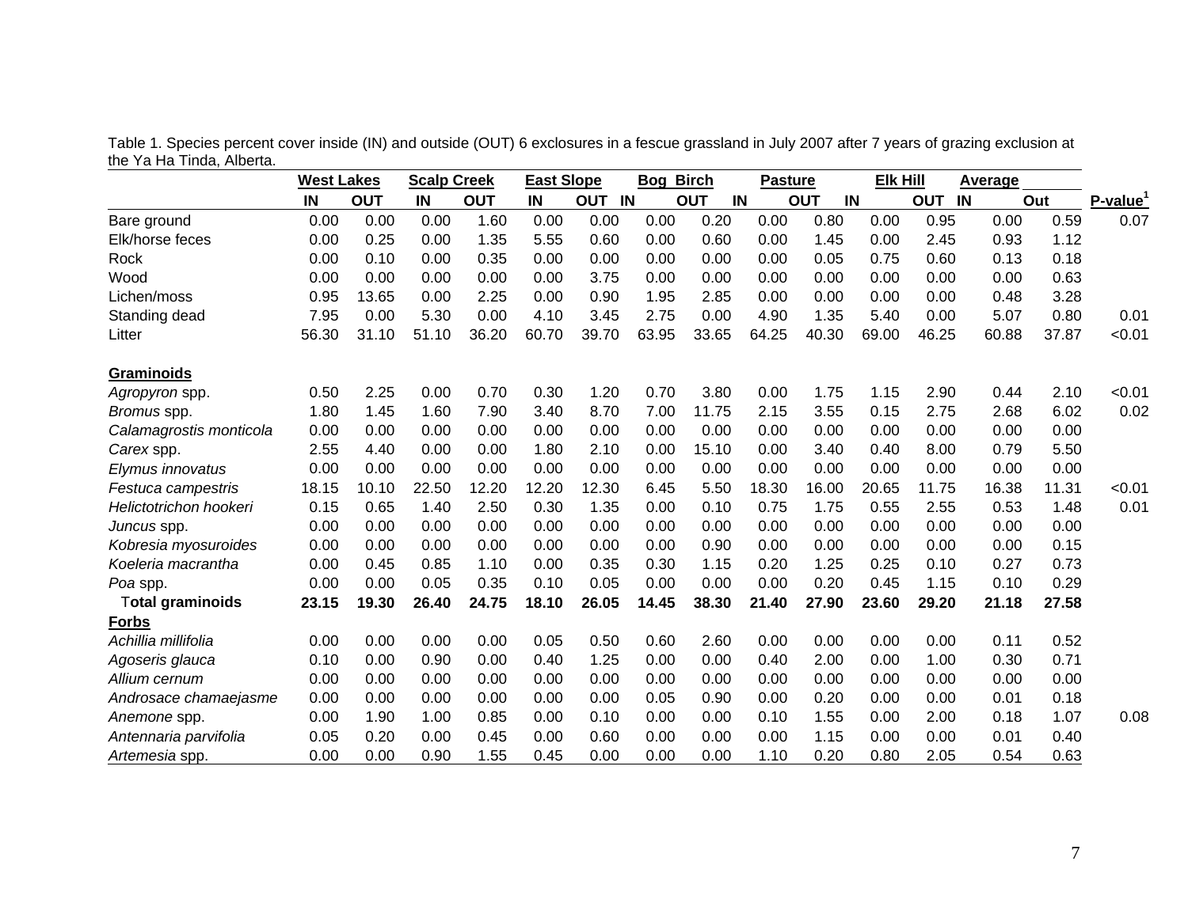Table 1. Species percent cover inside (IN) and outside (OUT) 6 exclosures in a fescue grassland in July 2007 after 7 years of grazing exclusion at the Ya Ha Tinda, Alberta.

| | West Lakes | | Scalp Creek | | East Slope | | Bog Birch | | Pasture | | Elk Hill | | Average | | |
|---|---|---|---|---|---|---|---|---|---|---|---|---|---|---|---|
| | IN | OUT | IN | OUT | IN | OUT | IN | OUT | IN | OUT | IN | OUT | IN | Out | P-value[1] |
| Bare ground | 0.00 | 0.00 | 0.00 | 1.60 | 0.00 | 0.00 | 0.00 | 0.20 | 0.00 | 0.80 | 0.00 | 0.95 | 0.00 | 0.59 | 0.07 |
| Elk/horse feces | 0.00 | 0.25 | 0.00 | 1.35 | 5.55 | 0.60 | 0.00 | 0.60 | 0.00 | 1.45 | 0.00 | 2.45 | 0.93 | 1.12 | |
| Rock | 0.00 | 0.10 | 0.00 | 0.35 | 0.00 | 0.00 | 0.00 | 0.00 | 0.00 | 0.05 | 0.75 | 0.60 | 0.13 | 0.18 | |
| Wood | 0.00 | 0.00 | 0.00 | 0.00 | 0.00 | 3.75 | 0.00 | 0.00 | 0.00 | 0.00 | 0.00 | 0.00 | 0.00 | 0.63 | |
| Lichen/moss | 0.95 | 13.65 | 0.00 | 2.25 | 0.00 | 0.90 | 1.95 | 2.85 | 0.00 | 0.00 | 0.00 | 0.00 | 0.48 | 3.28 | |
| Standing dead | 7.95 | 0.00 | 5.30 | 0.00 | 4.10 | 3.45 | 2.75 | 0.00 | 4.90 | 1.35 | 5.40 | 0.00 | 5.07 | 0.80 | 0.01 |
| Litter | 56.30 | 31.10 | 51.10 | 36.20 | 60.70 | 39.70 | 63.95 | 33.65 | 64.25 | 40.30 | 69.00 | 46.25 | 60.88 | 37.87 | <0.01 |
| **Graminoids** | | | | | | | | | | | | | | | |
| *Agropyron* spp. | 0.50 | 2.25 | 0.00 | 0.70 | 0.30 | 1.20 | 0.70 | 3.80 | 0.00 | 1.75 | 1.15 | 2.90 | 0.44 | 2.10 | <0.01 |
| *Bromus* spp. | 1.80 | 1.45 | 1.60 | 7.90 | 3.40 | 8.70 | 7.00 | 11.75 | 2.15 | 3.55 | 0.15 | 2.75 | 2.68 | 6.02 | 0.02 |
| *Calamagrostis monticola* | 0.00 | 0.00 | 0.00 | 0.00 | 0.00 | 0.00 | 0.00 | 0.00 | 0.00 | 0.00 | 0.00 | 0.00 | 0.00 | 0.00 | |
| *Carex* spp. | 2.55 | 4.40 | 0.00 | 0.00 | 1.80 | 2.10 | 0.00 | 15.10 | 0.00 | 3.40 | 0.40 | 8.00 | 0.79 | 5.50 | |
| *Elymus innovatus* | 0.00 | 0.00 | 0.00 | 0.00 | 0.00 | 0.00 | 0.00 | 0.00 | 0.00 | 0.00 | 0.00 | 0.00 | 0.00 | 0.00 | |
| *Festuca campestris* | 18.15 | 10.10 | 22.50 | 12.20 | 12.20 | 12.30 | 6.45 | 5.50 | 18.30 | 16.00 | 20.65 | 11.75 | 16.38 | 11.31 | <0.01 |
| *Helictotrichon hookeri* | 0.15 | 0.65 | 1.40 | 2.50 | 0.30 | 1.35 | 0.00 | 0.10 | 0.75 | 1.75 | 0.55 | 2.55 | 0.53 | 1.48 | 0.01 |
| *Juncus* spp. | 0.00 | 0.00 | 0.00 | 0.00 | 0.00 | 0.00 | 0.00 | 0.00 | 0.00 | 0.00 | 0.00 | 0.00 | 0.00 | 0.00 | |
| *Kobresia myosuroides* | 0.00 | 0.00 | 0.00 | 0.00 | 0.00 | 0.00 | 0.00 | 0.90 | 0.00 | 0.00 | 0.00 | 0.00 | 0.00 | 0.15 | |
| *Koeleria macrantha* | 0.00 | 0.45 | 0.85 | 1.10 | 0.00 | 0.35 | 0.30 | 1.15 | 0.20 | 1.25 | 0.25 | 0.10 | 0.27 | 0.73 | |
| *Poa* spp. | 0.00 | 0.00 | 0.05 | 0.35 | 0.10 | 0.05 | 0.00 | 0.00 | 0.00 | 0.20 | 0.45 | 1.15 | 0.10 | 0.29 | |
| **Total graminoids** | **23.15** | **19.30** | **26.40** | **24.75** | **18.10** | **26.05** | **14.45** | **38.30** | **21.40** | **27.90** | **23.60** | **29.20** | **21.18** | **27.58** | |
| **Forbs** | | | | | | | | | | | | | | | |
| *Achillia millifolia* | 0.00 | 0.00 | 0.00 | 0.00 | 0.05 | 0.50 | 0.60 | 2.60 | 0.00 | 0.00 | 0.00 | 0.00 | 0.11 | 0.52 | |
| *Agoseris glauca* | 0.10 | 0.00 | 0.90 | 0.00 | 0.40 | 1.25 | 0.00 | 0.00 | 0.40 | 2.00 | 0.00 | 1.00 | 0.30 | 0.71 | |
| *Allium cernum* | 0.00 | 0.00 | 0.00 | 0.00 | 0.00 | 0.00 | 0.00 | 0.00 | 0.00 | 0.00 | 0.00 | 0.00 | 0.00 | 0.00 | |
| *Androsace chamaejasme* | 0.00 | 0.00 | 0.00 | 0.00 | 0.00 | 0.00 | 0.05 | 0.90 | 0.00 | 0.20 | 0.00 | 0.00 | 0.01 | 0.18 | |
| *Anemone* spp. | 0.00 | 1.90 | 1.00 | 0.85 | 0.00 | 0.10 | 0.00 | 0.00 | 0.10 | 1.55 | 0.00 | 2.00 | 0.18 | 1.07 | 0.08 |
| *Antennaria parvifolia* | 0.05 | 0.20 | 0.00 | 0.45 | 0.00 | 0.60 | 0.00 | 0.00 | 0.00 | 1.15 | 0.00 | 0.00 | 0.01 | 0.40 | |
| *Artemesia* spp. | 0.00 | 0.00 | 0.90 | 1.55 | 0.45 | 0.00 | 0.00 | 0.00 | 1.10 | 0.20 | 0.80 | 2.05 | 0.54 | 0.63 | |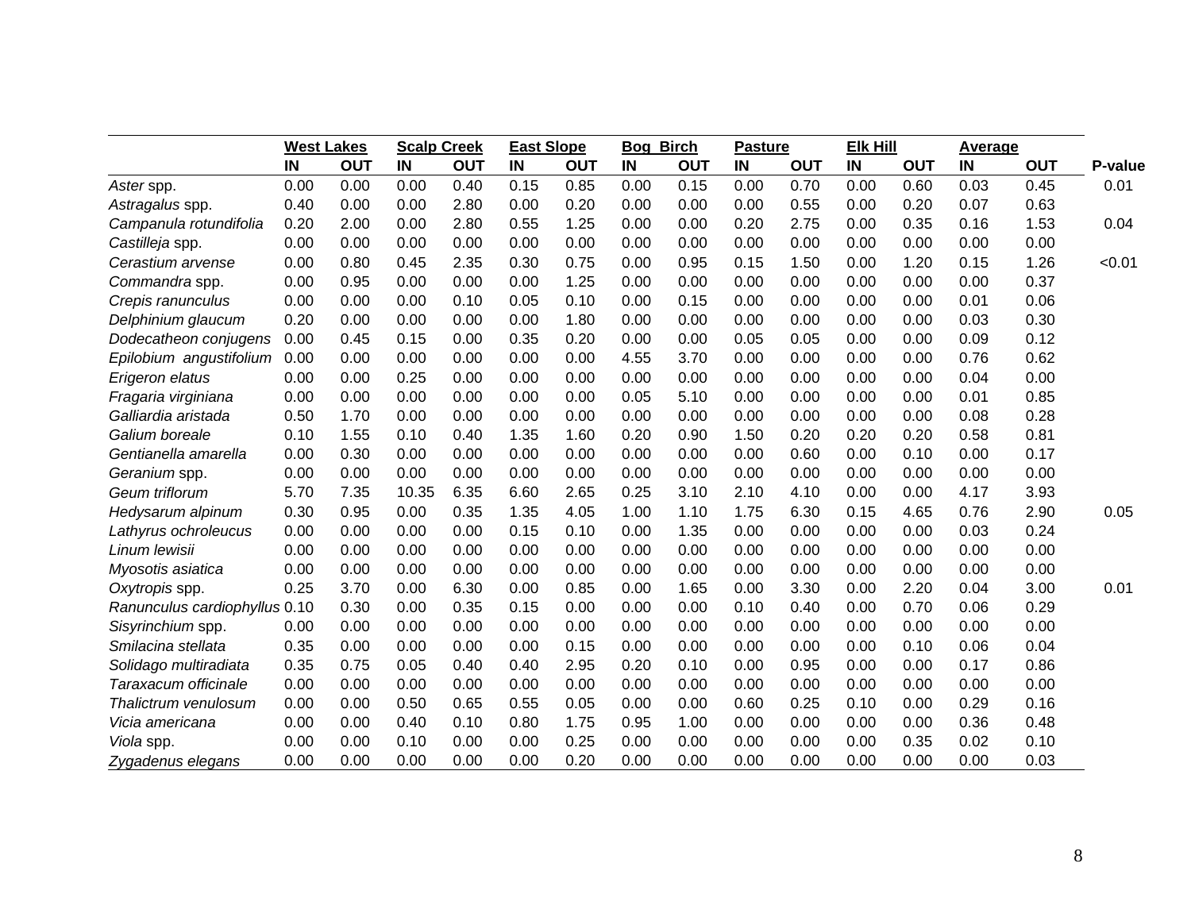| | West Lakes | | Scalp Creek | | East Slope | | Bog Birch | | Pasture | | Elk Hill | | Average | | |
|---|---|---|---|---|---|---|---|---|---|---|---|---|---|---|---|
| | **IN** | **OUT** | **IN** | **OUT** | **IN** | **OUT** | **IN** | **OUT** | **IN** | **OUT** | **IN** | **OUT** | **IN** | **OUT** | **P-value** |
| *Aster* spp. | 0.00 | 0.00 | 0.00 | 0.40 | 0.15 | 0.85 | 0.00 | 0.15 | 0.00 | 0.70 | 0.00 | 0.60 | 0.03 | 0.45 | 0.01 |
| *Astragalus* spp. | 0.40 | 0.00 | 0.00 | 2.80 | 0.00 | 0.20 | 0.00 | 0.00 | 0.00 | 0.55 | 0.00 | 0.20 | 0.07 | 0.63 | |
| *Campanula rotundifolia* | 0.20 | 2.00 | 0.00 | 2.80 | 0.55 | 1.25 | 0.00 | 0.00 | 0.20 | 2.75 | 0.00 | 0.35 | 0.16 | 1.53 | 0.04 |
| *Castilleja* spp. | 0.00 | 0.00 | 0.00 | 0.00 | 0.00 | 0.00 | 0.00 | 0.00 | 0.00 | 0.00 | 0.00 | 0.00 | 0.00 | 0.00 | |
| *Cerastium arvense* | 0.00 | 0.80 | 0.45 | 2.35 | 0.30 | 0.75 | 0.00 | 0.95 | 0.15 | 1.50 | 0.00 | 1.20 | 0.15 | 1.26 | <0.01 |
| *Commandra* spp. | 0.00 | 0.95 | 0.00 | 0.00 | 0.00 | 1.25 | 0.00 | 0.00 | 0.00 | 0.00 | 0.00 | 0.00 | 0.00 | 0.37 | |
| *Crepis ranunculus* | 0.00 | 0.00 | 0.00 | 0.10 | 0.05 | 0.10 | 0.00 | 0.15 | 0.00 | 0.00 | 0.00 | 0.00 | 0.01 | 0.06 | |
| *Delphinium glaucum* | 0.20 | 0.00 | 0.00 | 0.00 | 0.00 | 1.80 | 0.00 | 0.00 | 0.00 | 0.00 | 0.00 | 0.00 | 0.03 | 0.30 | |
| *Dodecatheon conjugens* | 0.00 | 0.45 | 0.15 | 0.00 | 0.35 | 0.20 | 0.00 | 0.00 | 0.05 | 0.05 | 0.00 | 0.00 | 0.09 | 0.12 | |
| *Epilobium angustifolium* | 0.00 | 0.00 | 0.00 | 0.00 | 0.00 | 0.00 | 4.55 | 3.70 | 0.00 | 0.00 | 0.00 | 0.00 | 0.76 | 0.62 | |
| *Erigeron elatus* | 0.00 | 0.00 | 0.25 | 0.00 | 0.00 | 0.00 | 0.00 | 0.00 | 0.00 | 0.00 | 0.00 | 0.00 | 0.04 | 0.00 | |
| *Fragaria virginiana* | 0.00 | 0.00 | 0.00 | 0.00 | 0.00 | 0.00 | 0.05 | 5.10 | 0.00 | 0.00 | 0.00 | 0.00 | 0.01 | 0.85 | |
| *Galliardia aristada* | 0.50 | 1.70 | 0.00 | 0.00 | 0.00 | 0.00 | 0.00 | 0.00 | 0.00 | 0.00 | 0.00 | 0.00 | 0.08 | 0.28 | |
| *Galium boreale* | 0.10 | 1.55 | 0.10 | 0.40 | 1.35 | 1.60 | 0.20 | 0.90 | 1.50 | 0.20 | 0.20 | 0.20 | 0.58 | 0.81 | |
| *Gentianella amarella* | 0.00 | 0.30 | 0.00 | 0.00 | 0.00 | 0.00 | 0.00 | 0.00 | 0.00 | 0.60 | 0.00 | 0.10 | 0.00 | 0.17 | |
| *Geranium* spp. | 0.00 | 0.00 | 0.00 | 0.00 | 0.00 | 0.00 | 0.00 | 0.00 | 0.00 | 0.00 | 0.00 | 0.00 | 0.00 | 0.00 | |
| *Geum triflorum* | 5.70 | 7.35 | 10.35 | 6.35 | 6.60 | 2.65 | 0.25 | 3.10 | 2.10 | 4.10 | 0.00 | 0.00 | 4.17 | 3.93 | |
| *Hedysarum alpinum* | 0.30 | 0.95 | 0.00 | 0.35 | 1.35 | 4.05 | 1.00 | 1.10 | 1.75 | 6.30 | 0.15 | 4.65 | 0.76 | 2.90 | 0.05 |
| *Lathyrus ochroleucus* | 0.00 | 0.00 | 0.00 | 0.00 | 0.15 | 0.10 | 0.00 | 1.35 | 0.00 | 0.00 | 0.00 | 0.00 | 0.03 | 0.24 | |
| *Linum lewisii* | 0.00 | 0.00 | 0.00 | 0.00 | 0.00 | 0.00 | 0.00 | 0.00 | 0.00 | 0.00 | 0.00 | 0.00 | 0.00 | 0.00 | |
| *Myosotis asiatica* | 0.00 | 0.00 | 0.00 | 0.00 | 0.00 | 0.00 | 0.00 | 0.00 | 0.00 | 0.00 | 0.00 | 0.00 | 0.00 | 0.00 | |
| *Oxytropis* spp. | 0.25 | 3.70 | 0.00 | 6.30 | 0.00 | 0.85 | 0.00 | 1.65 | 0.00 | 3.30 | 0.00 | 2.20 | 0.04 | 3.00 | 0.01 |
| *Ranunculus cardiophyllus* | 0.10 | 0.30 | 0.00 | 0.35 | 0.15 | 0.00 | 0.00 | 0.00 | 0.10 | 0.40 | 0.00 | 0.70 | 0.06 | 0.29 | |
| *Sisyrinchium* spp. | 0.00 | 0.00 | 0.00 | 0.00 | 0.00 | 0.00 | 0.00 | 0.00 | 0.00 | 0.00 | 0.00 | 0.00 | 0.00 | 0.00 | |
| *Smilacina stellata* | 0.35 | 0.00 | 0.00 | 0.00 | 0.00 | 0.15 | 0.00 | 0.00 | 0.00 | 0.00 | 0.00 | 0.10 | 0.06 | 0.04 | |
| *Solidago multiradiata* | 0.35 | 0.75 | 0.05 | 0.40 | 0.40 | 2.95 | 0.20 | 0.10 | 0.00 | 0.95 | 0.00 | 0.00 | 0.17 | 0.86 | |
| *Taraxacum officinale* | 0.00 | 0.00 | 0.00 | 0.00 | 0.00 | 0.00 | 0.00 | 0.00 | 0.00 | 0.00 | 0.00 | 0.00 | 0.00 | 0.00 | |
| *Thalictrum venulosum* | 0.00 | 0.00 | 0.50 | 0.65 | 0.55 | 0.05 | 0.00 | 0.00 | 0.60 | 0.25 | 0.10 | 0.00 | 0.29 | 0.16 | |
| *Vicia americana* | 0.00 | 0.00 | 0.40 | 0.10 | 0.80 | 1.75 | 0.95 | 1.00 | 0.00 | 0.00 | 0.00 | 0.00 | 0.36 | 0.48 | |
| *Viola* spp. | 0.00 | 0.00 | 0.10 | 0.00 | 0.00 | 0.25 | 0.00 | 0.00 | 0.00 | 0.00 | 0.00 | 0.35 | 0.02 | 0.10 | |
| *Zygadenus elegans* | 0.00 | 0.00 | 0.00 | 0.00 | 0.00 | 0.20 | 0.00 | 0.00 | 0.00 | 0.00 | 0.00 | 0.00 | 0.00 | 0.03 | |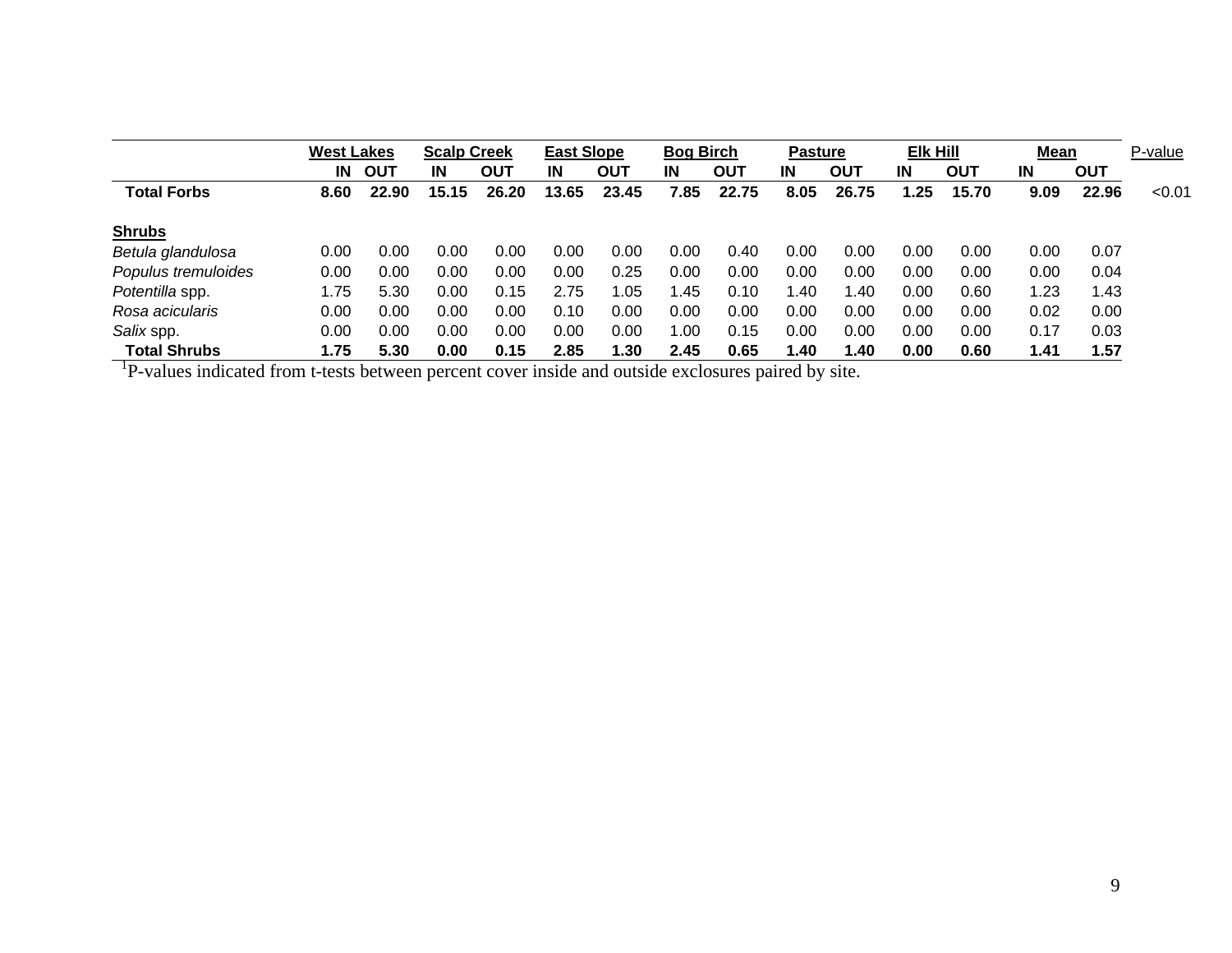| | West Lakes | | Scalp Creek | | East Slope | | Bog Birch | | Pasture | | Elk Hill | | Mean | | P-value |
|---|---|---|---|---|---|---|---|---|---|---|---|---|---|---|---|
| | IN | OUT | IN | OUT | IN | OUT | IN | OUT | IN | OUT | IN | OUT | IN | OUT | |
| **Total Forbs** | **8.60** | **22.90** | **15.15** | **26.20** | **13.65** | **23.45** | **7.85** | **22.75** | **8.05** | **26.75** | **1.25** | **15.70** | **9.09** | **22.96** | <0.01 |
| **Shrubs** | | | | | | | | | | | | | | | |
| *Betula glandulosa* | 0.00 | 0.00 | 0.00 | 0.00 | 0.00 | 0.00 | 0.00 | 0.40 | 0.00 | 0.00 | 0.00 | 0.00 | 0.00 | 0.07 | |
| *Populus tremuloides* | 0.00 | 0.00 | 0.00 | 0.00 | 0.00 | 0.25 | 0.00 | 0.00 | 0.00 | 0.00 | 0.00 | 0.00 | 0.00 | 0.04 | |
| *Potentilla* spp. | 1.75 | 5.30 | 0.00 | 0.15 | 2.75 | 1.05 | 1.45 | 0.10 | 1.40 | 1.40 | 0.00 | 0.60 | 1.23 | 1.43 | |
| *Rosa acicularis* | 0.00 | 0.00 | 0.00 | 0.00 | 0.10 | 0.00 | 0.00 | 0.00 | 0.00 | 0.00 | 0.00 | 0.00 | 0.02 | 0.00 | |
| *Salix* spp. | 0.00 | 0.00 | 0.00 | 0.00 | 0.00 | 0.00 | 1.00 | 0.15 | 0.00 | 0.00 | 0.00 | 0.00 | 0.17 | 0.03 | |
| **Total Shrubs** | **1.75** | **5.30** | **0.00** | **0.15** | **2.85** | **1.30** | **2.45** | **0.65** | **1.40** | **1.40** | **0.00** | **0.60** | **1.41** | **1.57** | |

[1]P-values indicated from t-tests between percent cover inside and outside exclosures paired by site.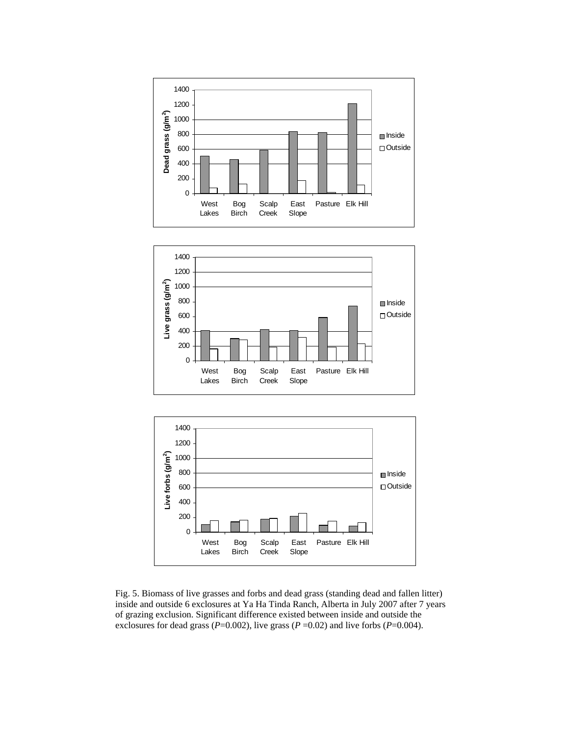Fig. 5. Biomass of live grasses and forbs and dead grass (standing dead and fallen litter) inside and outside 6 exclosures at Ya Ha Tinda Ranch, Alberta in July 2007 after 7 years of grazing exclusion. Significant difference existed between inside and outside the exclosures for dead grass ($P$=0.002), live grass ($P$ =0.02) and live forbs ($P$=0.004).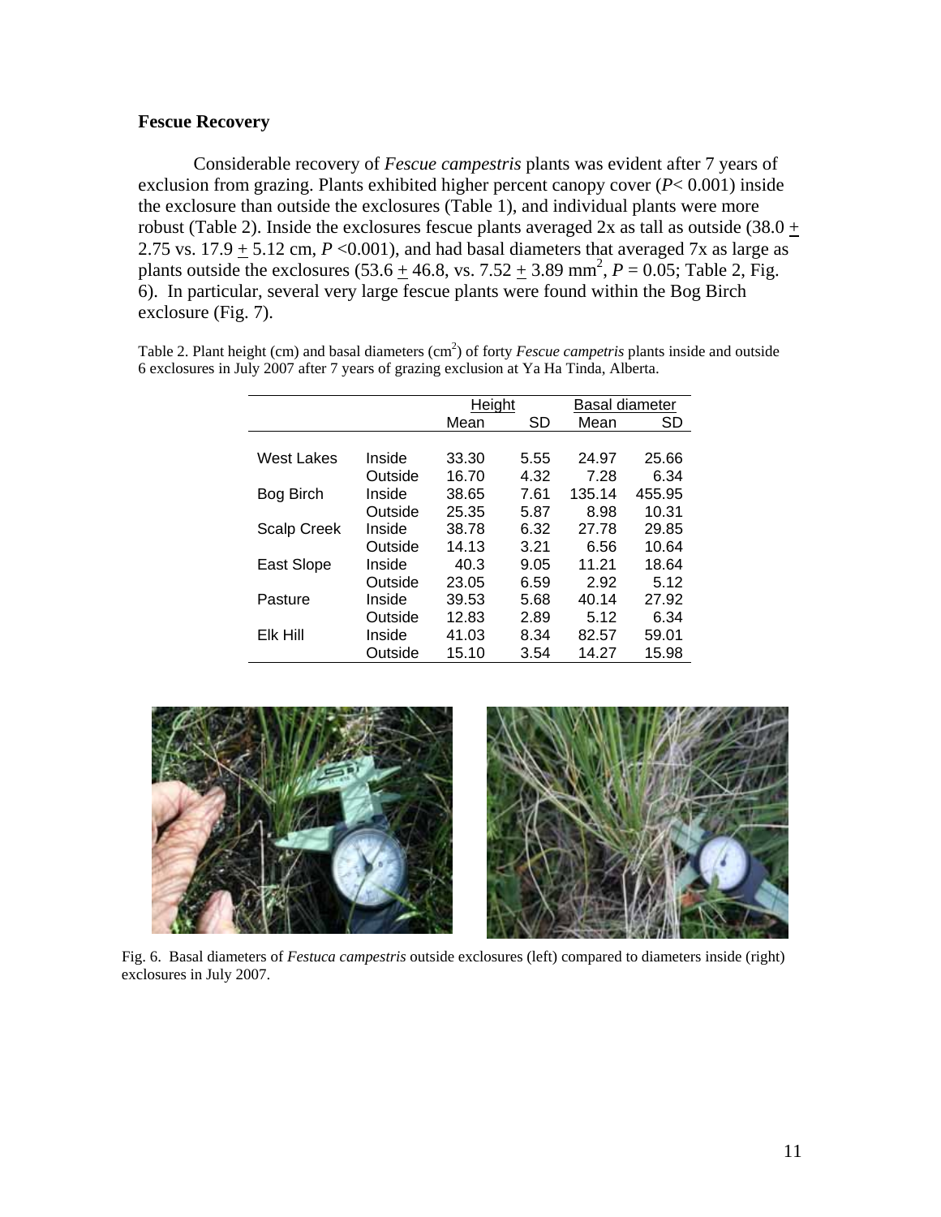### Fescue Recovery

Considerable recovery of *Fescue campestris* plants was evident after 7 years of exclusion from grazing. Plants exhibited higher percent canopy cover ($P$< 0.001) inside the exclosure than outside the exclosures (Table 1), and individual plants were more robust (Table 2). Inside the exclosures fescue plants averaged 2x as tall as outside (38.0 $\pm$ 2.75 vs. 17.9 $\pm$ 5.12 cm, $P$ <0.001), and had basal diameters that averaged 7x as large as plants outside the exclosures (53.6 $\pm$ 46.8, vs. 7.52 $\pm$ 3.89 mm$^2$, $P$ = 0.05; Table 2, Fig. 6). In particular, several very large fescue plants were found within the Bog Birch exclosure (Fig. 7).

Table 2. Plant height (cm) and basal diameters (cm$^2$) of forty *Fescue campetris* plants inside and outside 6 exclosures in July 2007 after 7 years of grazing exclusion at Ya Ha Tinda, Alberta.

| | | Height | | Basal diameter | |
|---|---|---|---|---|---|
| | | Mean | SD | Mean | SD |
| West Lakes | Inside | 33.30 | 5.55 | 24.97 | 25.66 |
| | Outside | 16.70 | 4.32 | 7.28 | 6.34 |
| Bog Birch | Inside | 38.65 | 7.61 | 135.14 | 455.95 |
| | Outside | 25.35 | 5.87 | 8.98 | 10.31 |
| Scalp Creek | Inside | 38.78 | 6.32 | 27.78 | 29.85 |
| | Outside | 14.13 | 3.21 | 6.56 | 10.64 |
| East Slope | Inside | 40.3 | 9.05 | 11.21 | 18.64 |
| | Outside | 23.05 | 6.59 | 2.92 | 5.12 |
| Pasture | Inside | 39.53 | 5.68 | 40.14 | 27.92 |
| | Outside | 12.83 | 2.89 | 5.12 | 6.34 |
| Elk Hill | Inside | 41.03 | 8.34 | 82.57 | 59.01 |
| | Outside | 15.10 | 3.54 | 14.27 | 15.98 |

Fig. 6. Basal diameters of *Festuca campestris* outside exclosures (left) compared to diameters inside (right) exclosures in July 2007.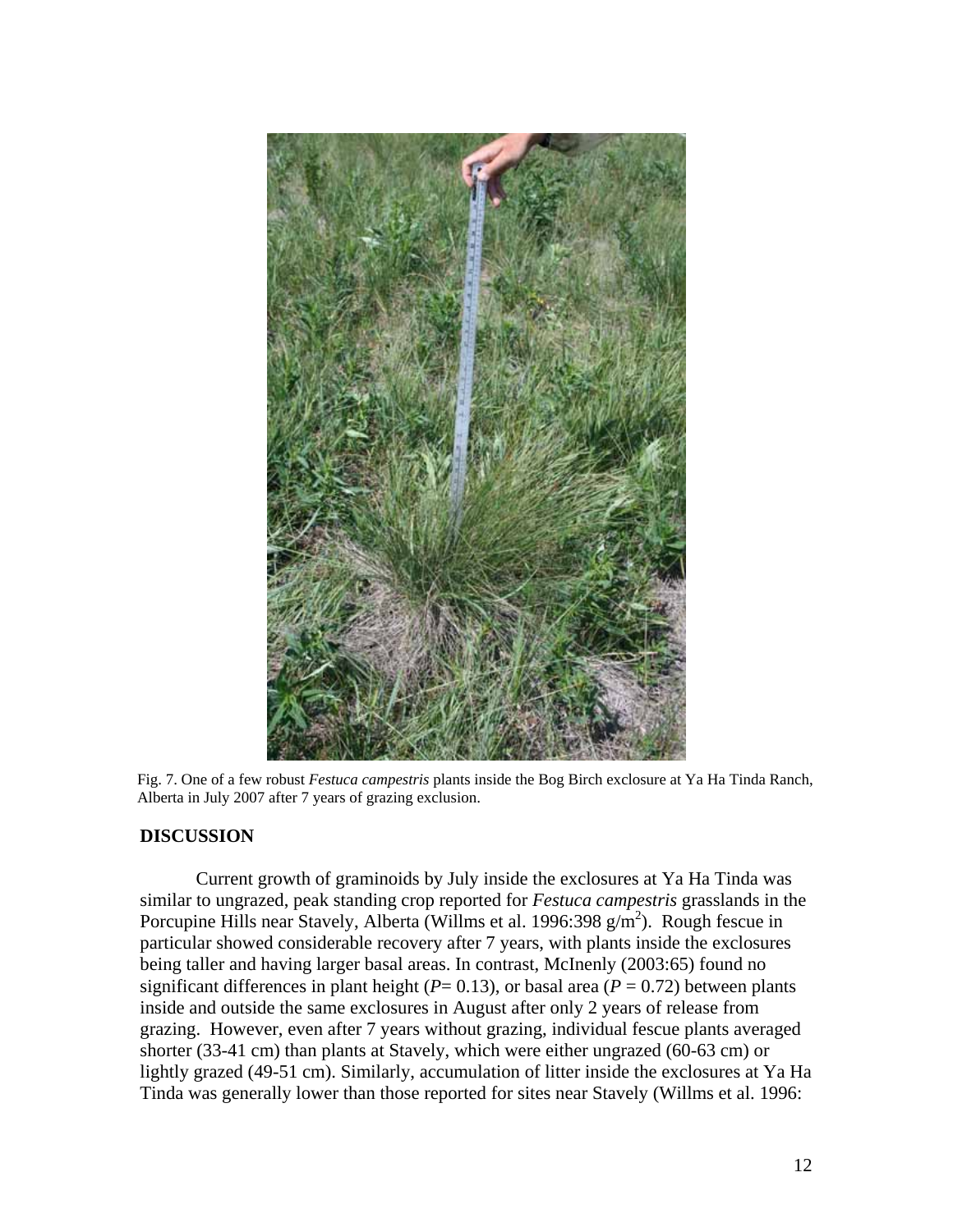Fig. 7. One of a few robust *Festuca campestris* plants inside the Bog Birch exclosure at Ya Ha Tinda Ranch, Alberta in July 2007 after 7 years of grazing exclusion.

## DISCUSSION

Current growth of graminoids by July inside the exclosures at Ya Ha Tinda was similar to ungrazed, peak standing crop reported for *Festuca campestris* grasslands in the Porcupine Hills near Stavely, Alberta (Willms et al. 1996:398 g/m$^2$). Rough fescue in particular showed considerable recovery after 7 years, with plants inside the exclosures being taller and having larger basal areas. In contrast, McInenly (2003:65) found no significant differences in plant height ($P$= 0.13), or basal area ($P$ = 0.72) between plants inside and outside the same exclosures in August after only 2 years of release from grazing. However, even after 7 years without grazing, individual fescue plants averaged shorter (33-41 cm) than plants at Stavely, which were either ungrazed (60-63 cm) or lightly grazed (49-51 cm). Similarly, accumulation of litter inside the exclosures at Ya Ha Tinda was generally lower than those reported for sites near Stavely (Willms et al. 1996: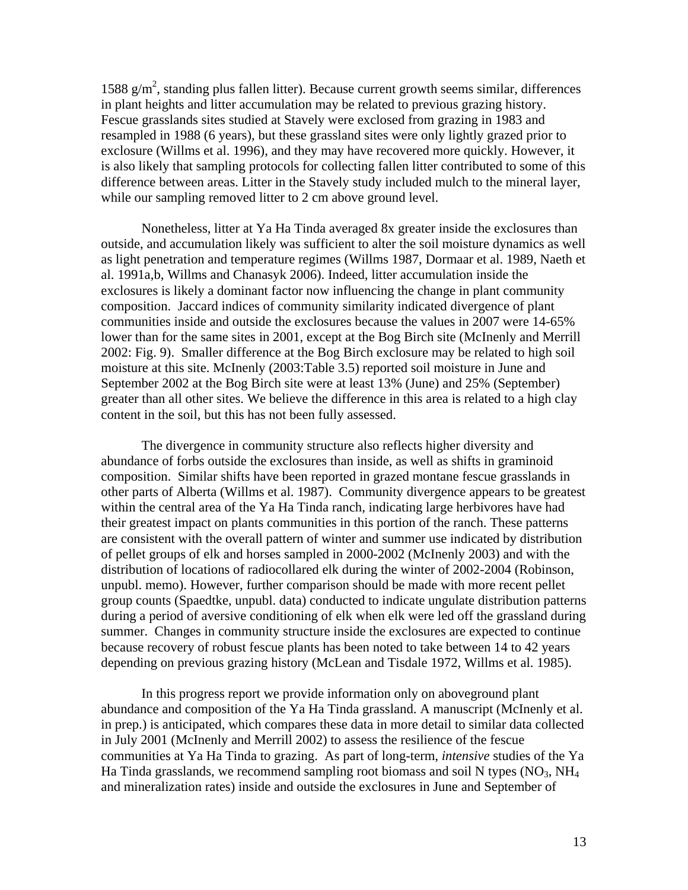1588 $g/m^2$, standing plus fallen litter). Because current growth seems similar, differences in plant heights and litter accumulation may be related to previous grazing history. Fescue grasslands sites studied at Stavely were exclosed from grazing in 1983 and resampled in 1988 (6 years), but these grassland sites were only lightly grazed prior to exclosure (Willms et al. 1996), and they may have recovered more quickly. However, it is also likely that sampling protocols for collecting fallen litter contributed to some of this difference between areas. Litter in the Stavely study included mulch to the mineral layer, while our sampling removed litter to 2 cm above ground level.

Nonetheless, litter at Ya Ha Tinda averaged 8x greater inside the exclosures than outside, and accumulation likely was sufficient to alter the soil moisture dynamics as well as light penetration and temperature regimes (Willms 1987, Dormaar et al. 1989, Naeth et al. 1991a,b, Willms and Chanasyk 2006). Indeed, litter accumulation inside the exclosures is likely a dominant factor now influencing the change in plant community composition. Jaccard indices of community similarity indicated divergence of plant communities inside and outside the exclosures because the values in 2007 were 14-65% lower than for the same sites in 2001, except at the Bog Birch site (McInenly and Merrill 2002: Fig. 9). Smaller difference at the Bog Birch exclosure may be related to high soil moisture at this site. McInenly (2003:Table 3.5) reported soil moisture in June and September 2002 at the Bog Birch site were at least 13% (June) and 25% (September) greater than all other sites. We believe the difference in this area is related to a high clay content in the soil, but this has not been fully assessed.

The divergence in community structure also reflects higher diversity and abundance of forbs outside the exclosures than inside, as well as shifts in graminoid composition. Similar shifts have been reported in grazed montane fescue grasslands in other parts of Alberta (Willms et al. 1987). Community divergence appears to be greatest within the central area of the Ya Ha Tinda ranch, indicating large herbivores have had their greatest impact on plants communities in this portion of the ranch. These patterns are consistent with the overall pattern of winter and summer use indicated by distribution of pellet groups of elk and horses sampled in 2000-2002 (McInenly 2003) and with the distribution of locations of radiocollared elk during the winter of 2002-2004 (Robinson, unpubl. memo). However, further comparison should be made with more recent pellet group counts (Spaedtke, unpubl. data) conducted to indicate ungulate distribution patterns during a period of aversive conditioning of elk when elk were led off the grassland during summer. Changes in community structure inside the exclosures are expected to continue because recovery of robust fescue plants has been noted to take between 14 to 42 years depending on previous grazing history (McLean and Tisdale 1972, Willms et al. 1985).

In this progress report we provide information only on aboveground plant abundance and composition of the Ya Ha Tinda grassland. A manuscript (McInenly et al. in prep.) is anticipated, which compares these data in more detail to similar data collected in July 2001 (McInenly and Merrill 2002) to assess the resilience of the fescue communities at Ya Ha Tinda to grazing. As part of long-term, *intensive* studies of the Ya Ha Tinda grasslands, we recommend sampling root biomass and soil N types ($NO_3$, $NH_4$ and mineralization rates) inside and outside the exclosures in June and September of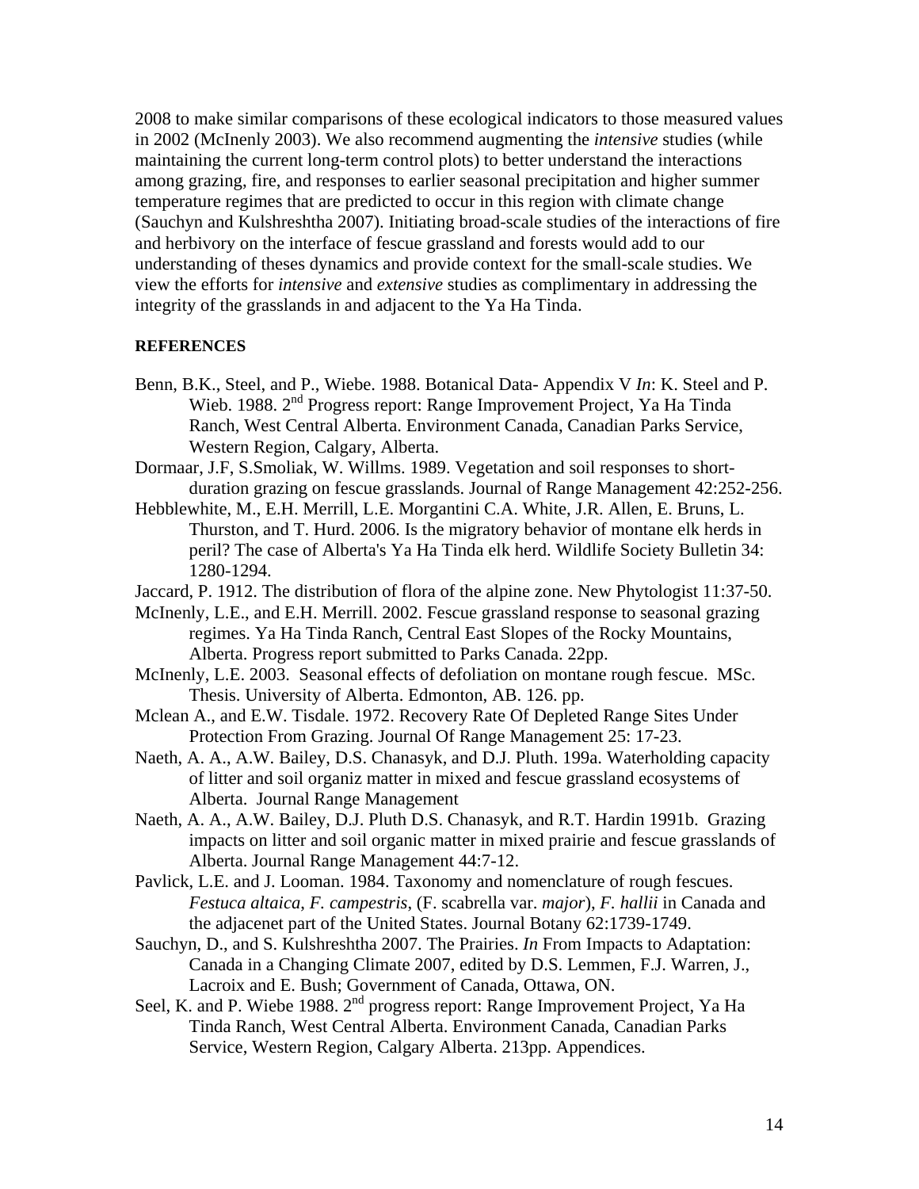2008 to make similar comparisons of these ecological indicators to those measured values in 2002 (McInenly 2003). We also recommend augmenting the *intensive* studies (while maintaining the current long-term control plots) to better understand the interactions among grazing, fire, and responses to earlier seasonal precipitation and higher summer temperature regimes that are predicted to occur in this region with climate change (Sauchyn and Kulshreshtha 2007). Initiating broad-scale studies of the interactions of fire and herbivory on the interface of fescue grassland and forests would add to our understanding of theses dynamics and provide context for the small-scale studies. We view the efforts for *intensive* and *extensive* studies as complimentary in addressing the integrity of the grasslands in and adjacent to the Ya Ha Tinda.

**REFERENCES**

Benn, B.K., Steel, and P., Wiebe. 1988. Botanical Data- Appendix V *In*: K. Steel and P. Wieb. 1988. 2nd Progress report: Range Improvement Project, Ya Ha Tinda Ranch, West Central Alberta. Environment Canada, Canadian Parks Service, Western Region, Calgary, Alberta.

Dormaar, J.F, S.Smoliak, W. Willms. 1989. Vegetation and soil responses to short-duration grazing on fescue grasslands. Journal of Range Management 42:252-256.

Hebblewhite, M., E.H. Merrill, L.E. Morgantini C.A. White, J.R. Allen, E. Bruns, L. Thurston, and T. Hurd. 2006. Is the migratory behavior of montane elk herds in peril? The case of Alberta's Ya Ha Tinda elk herd. Wildlife Society Bulletin 34: 1280-1294.

Jaccard, P. 1912. The distribution of flora of the alpine zone. New Phytologist 11:37-50.

McInenly, L.E., and E.H. Merrill. 2002. Fescue grassland response to seasonal grazing regimes. Ya Ha Tinda Ranch, Central East Slopes of the Rocky Mountains, Alberta. Progress report submitted to Parks Canada. 22pp.

McInenly, L.E. 2003. Seasonal effects of defoliation on montane rough fescue. MSc. Thesis. University of Alberta. Edmonton, AB. 126. pp.

Mclean A., and E.W. Tisdale. 1972. Recovery Rate Of Depleted Range Sites Under Protection From Grazing. Journal Of Range Management 25: 17-23.

Naeth, A. A., A.W. Bailey, D.S. Chanasyk, and D.J. Pluth. 199a. Waterholding capacity of litter and soil organiz matter in mixed and fescue grassland ecosystems of Alberta. Journal Range Management

Naeth, A. A., A.W. Bailey, D.J. Pluth D.S. Chanasyk, and R.T. Hardin 1991b. Grazing impacts on litter and soil organic matter in mixed prairie and fescue grasslands of Alberta. Journal Range Management 44:7-12.

Pavlick, L.E. and J. Looman. 1984. Taxonomy and nomenclature of rough fescues. *Festuca altaica*, *F. campestris*, (F. scabrella var. *major*), *F. hallii* in Canada and the adjacenet part of the United States. Journal Botany 62:1739-1749.

Sauchyn, D., and S. Kulshreshtha 2007. The Prairies. *In* From Impacts to Adaptation: Canada in a Changing Climate 2007, edited by D.S. Lemmen, F.J. Warren, J., Lacroix and E. Bush; Government of Canada, Ottawa, ON.

Seel, K. and P. Wiebe 1988. 2nd progress report: Range Improvement Project, Ya Ha Tinda Ranch, West Central Alberta. Environment Canada, Canadian Parks Service, Western Region, Calgary Alberta. 213pp. Appendices.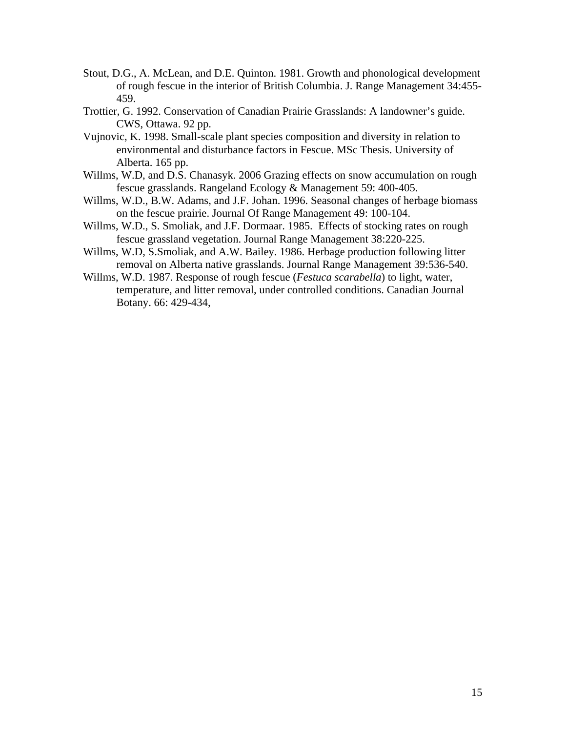Stout, D.G., A. McLean, and D.E. Quinton. 1981. Growth and phonological development of rough fescue in the interior of British Columbia. J. Range Management 34:455-459.

Trottier, G. 1992. Conservation of Canadian Prairie Grasslands: A landowner's guide. CWS, Ottawa. 92 pp.

Vujnovic, K. 1998. Small-scale plant species composition and diversity in relation to environmental and disturbance factors in Fescue. MSc Thesis. University of Alberta. 165 pp.

Willms, W.D, and D.S. Chanasyk. 2006 Grazing effects on snow accumulation on rough fescue grasslands. Rangeland Ecology & Management 59: 400-405.

Willms, W.D., B.W. Adams, and J.F. Johan. 1996. Seasonal changes of herbage biomass on the fescue prairie. Journal Of Range Management 49: 100-104.

Willms, W.D., S. Smoliak, and J.F. Dormaar. 1985. Effects of stocking rates on rough fescue grassland vegetation. Journal Range Management 38:220-225.

Willms, W.D, S.Smoliak, and A.W. Bailey. 1986. Herbage production following litter removal on Alberta native grasslands. Journal Range Management 39:536-540.

Willms, W.D. 1987. Response of rough fescue (*Festuca scarabella*) to light, water, temperature, and litter removal, under controlled conditions. Canadian Journal Botany. 66: 429-434,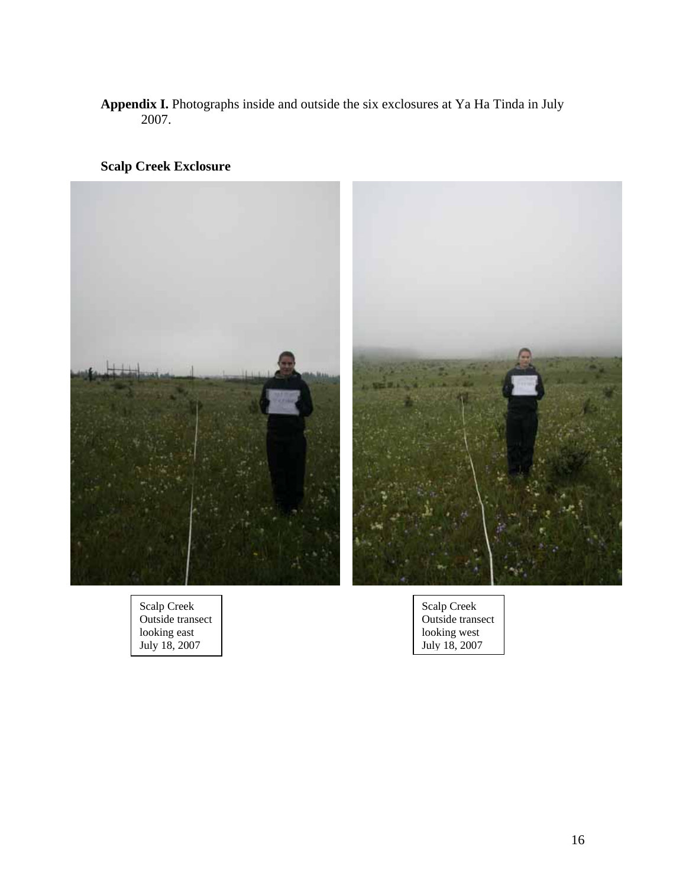**Appendix I.** Photographs inside and outside the six exclosures at Ya Ha Tinda in July 2007.

**Scalp Creek Exclosure**

Scalp Creek
Outside transect
looking east
July 18, 2007

Scalp Creek
Outside transect
looking west
July 18, 2007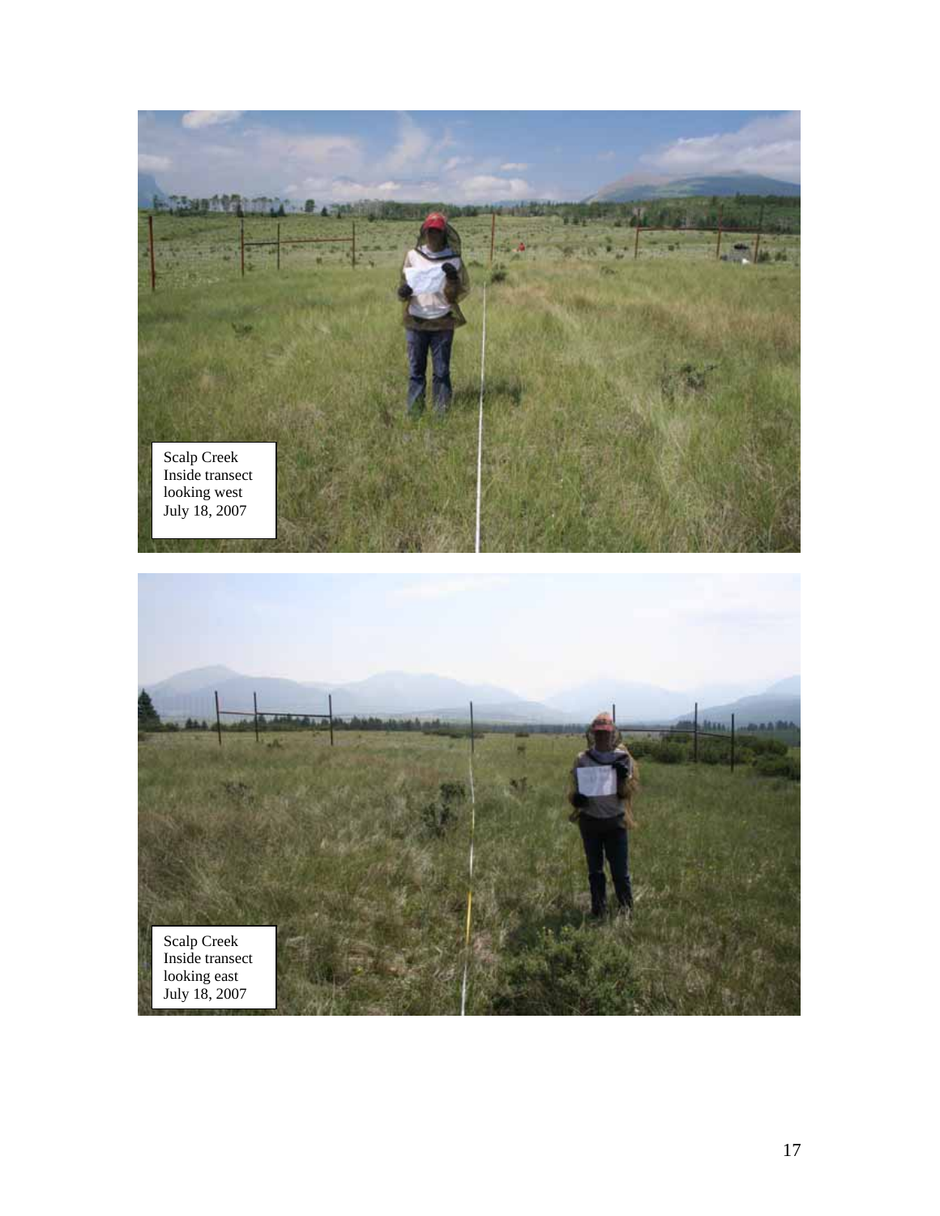Scalp Creek
Inside transect
looking west
July 18, 2007

Scalp Creek
Inside transect
looking east
July 18, 2007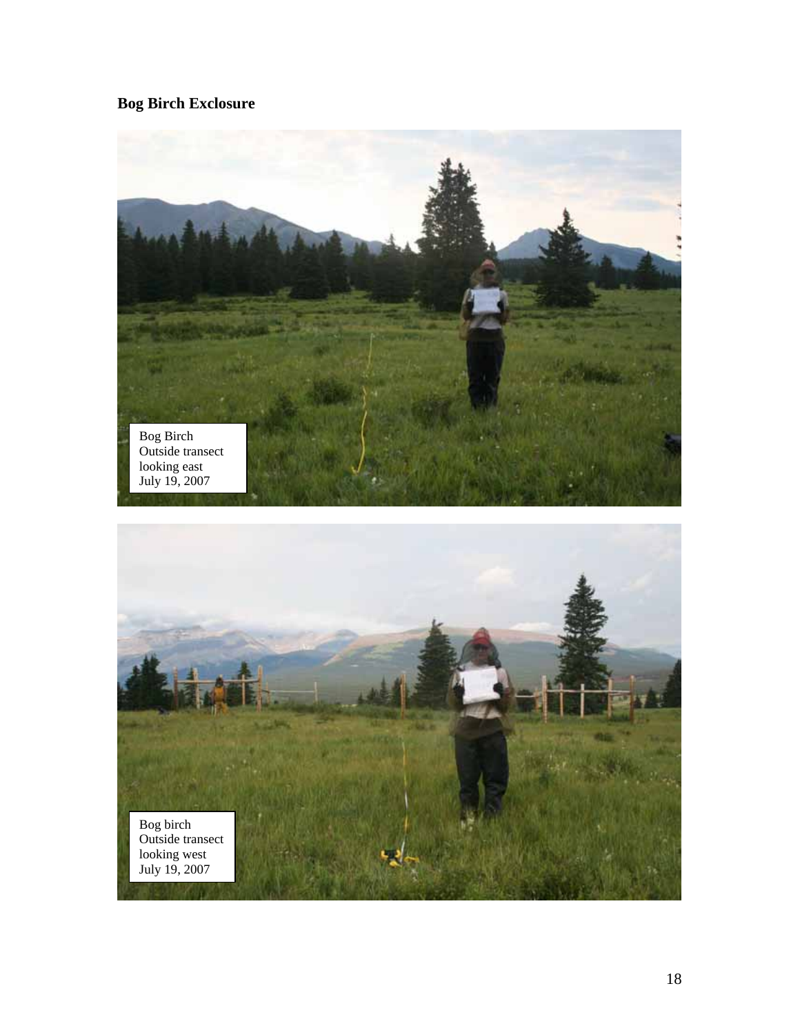**Bog Birch Exclosure**

Bog Birch
Outside transect
looking east
July 19, 2007

Bog birch
Outside transect
looking west
July 19, 2007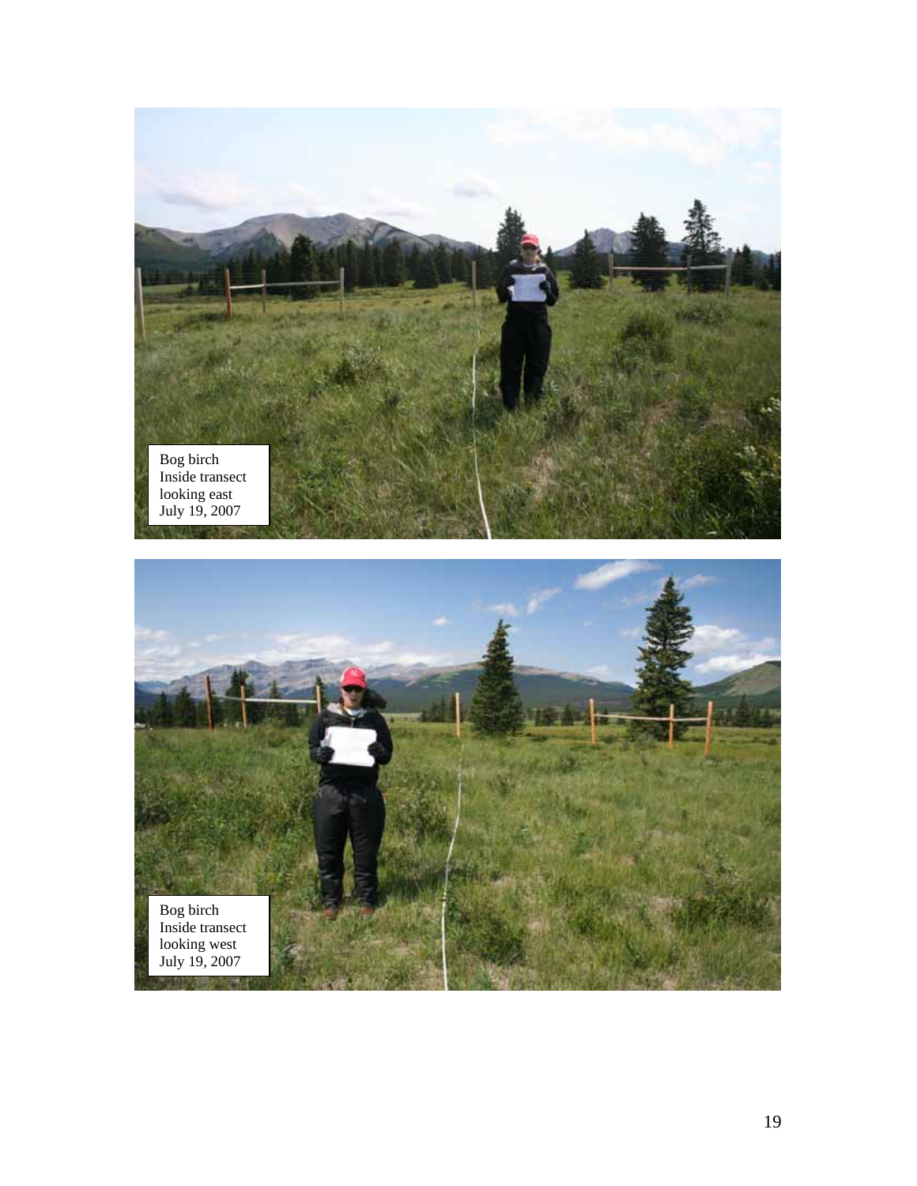Bog birch
Inside transect
looking east
July 19, 2007

Bog birch
Inside transect
looking west
July 19, 2007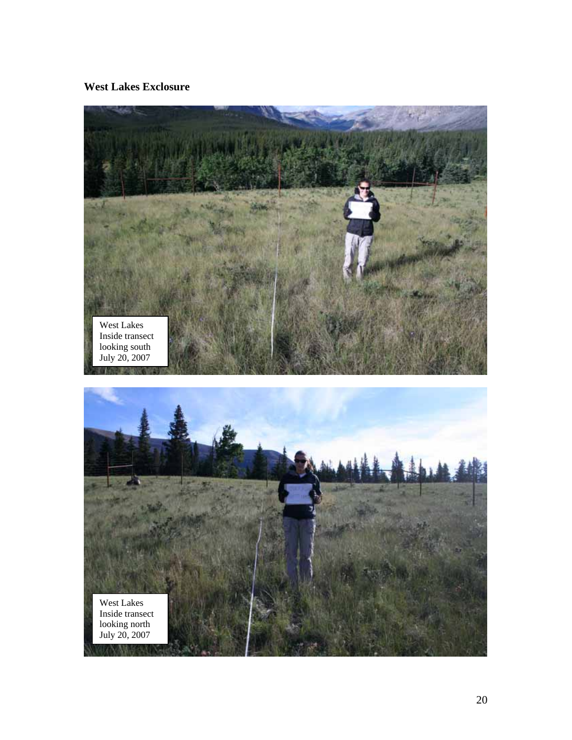**West Lakes Exclosure**

West Lakes
Inside transect
looking south
July 20, 2007

West Lakes
Inside transect
looking north
July 20, 2007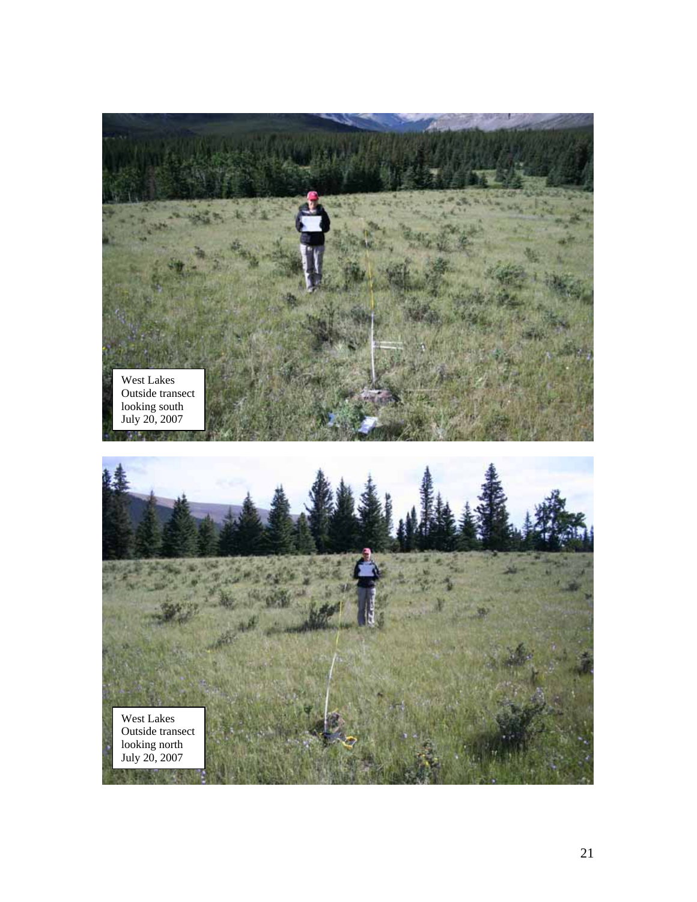West Lakes
Outside transect
looking south
July 20, 2007

West Lakes
Outside transect
looking north
July 20, 2007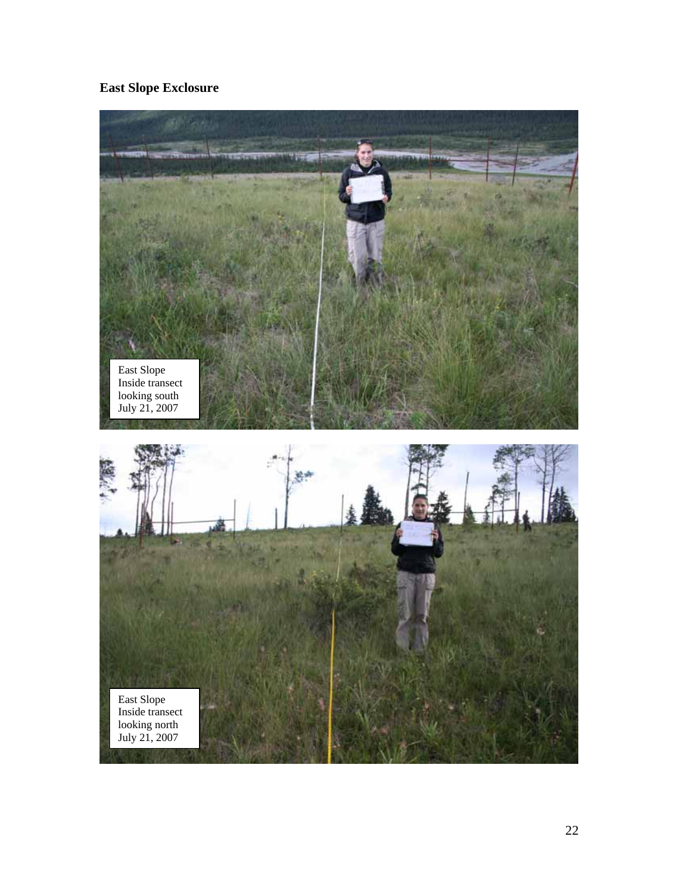**East Slope Exclosure**

East Slope
Inside transect
looking south
July 21, 2007

East Slope
Inside transect
looking north
July 21, 2007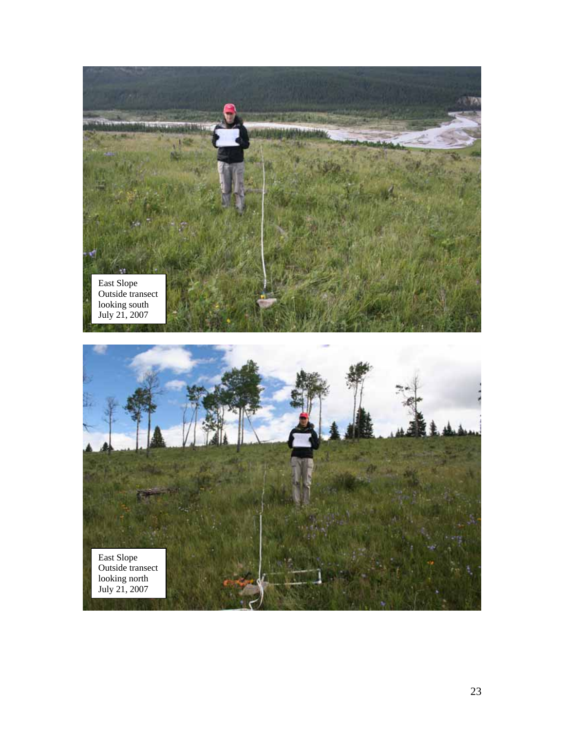East Slope
Outside transect
looking south
July 21, 2007

East Slope
Outside transect
looking north
July 21, 2007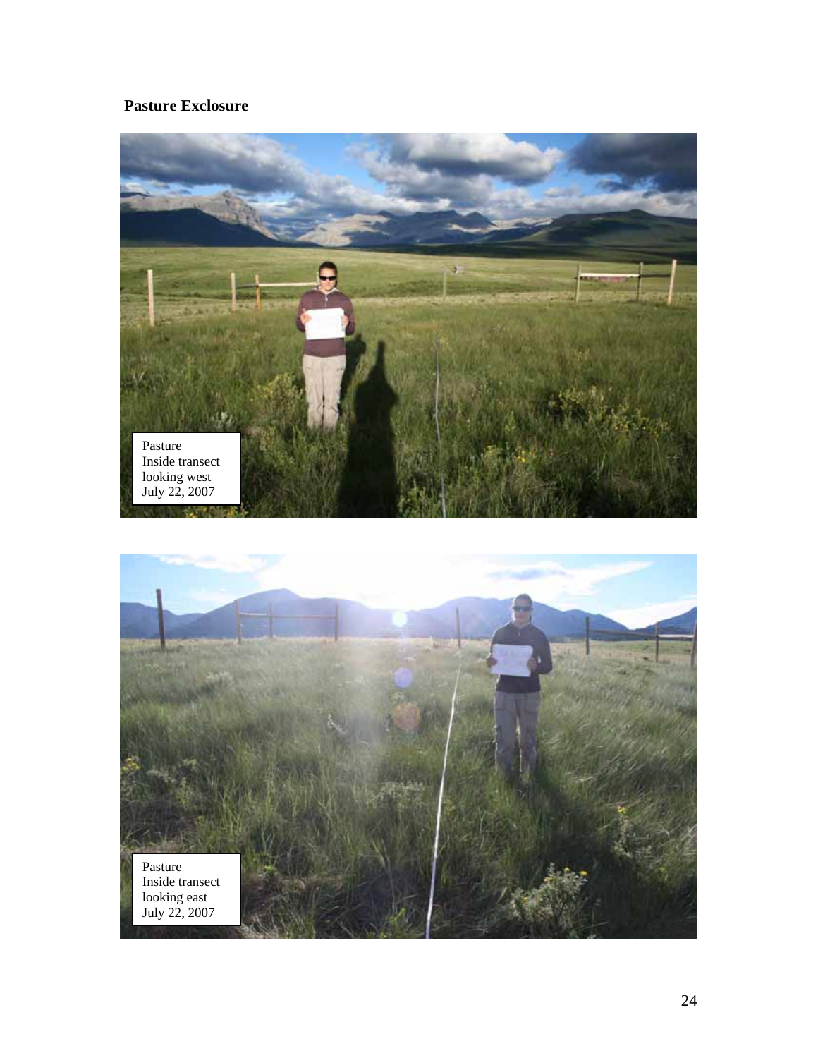**Pasture Exclosure**

Pasture
Inside transect
looking west
July 22, 2007

Pasture
Inside transect
looking east
July 22, 2007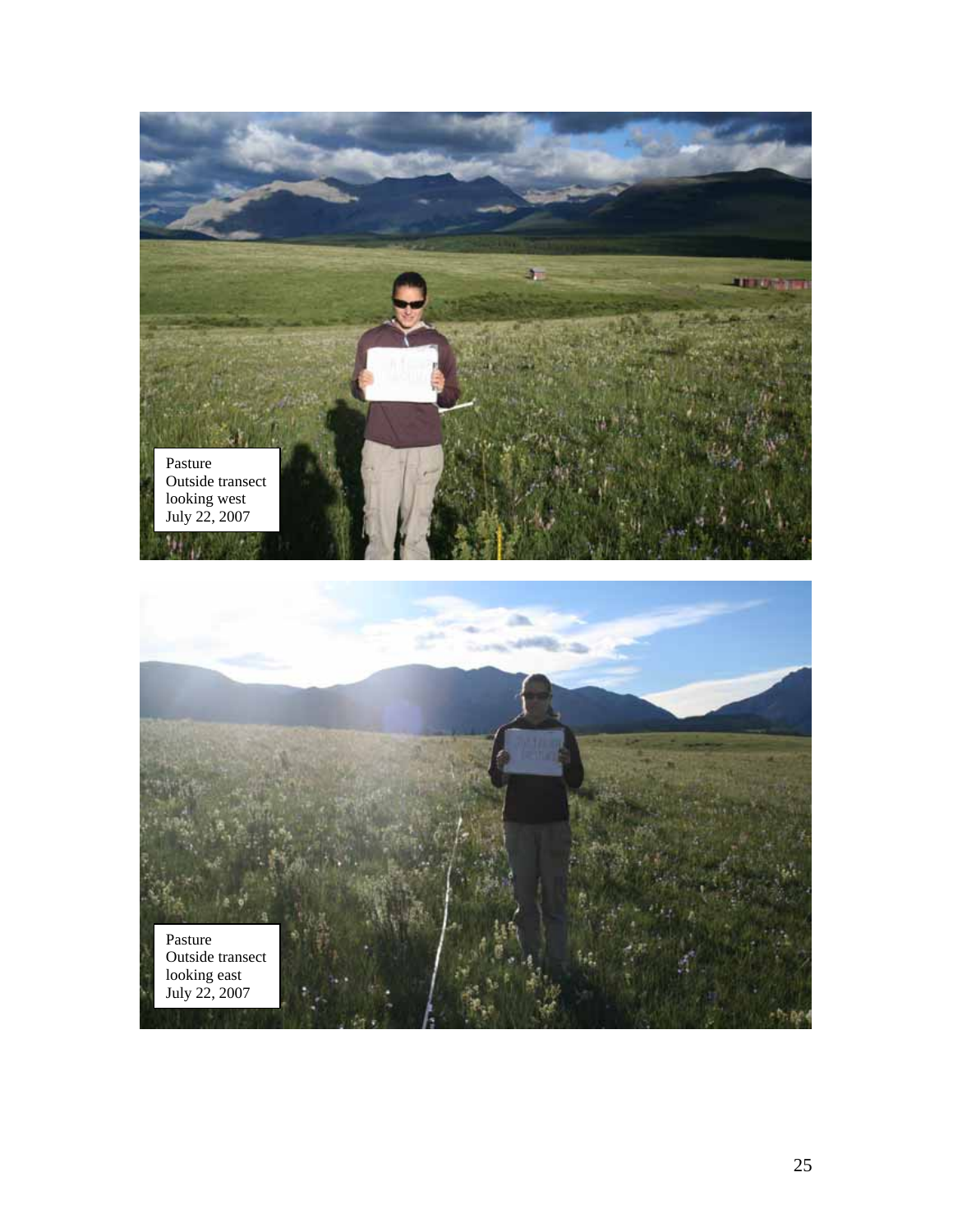Pasture
Outside transect
looking west
July 22, 2007

Pasture
Outside transect
looking east
July 22, 2007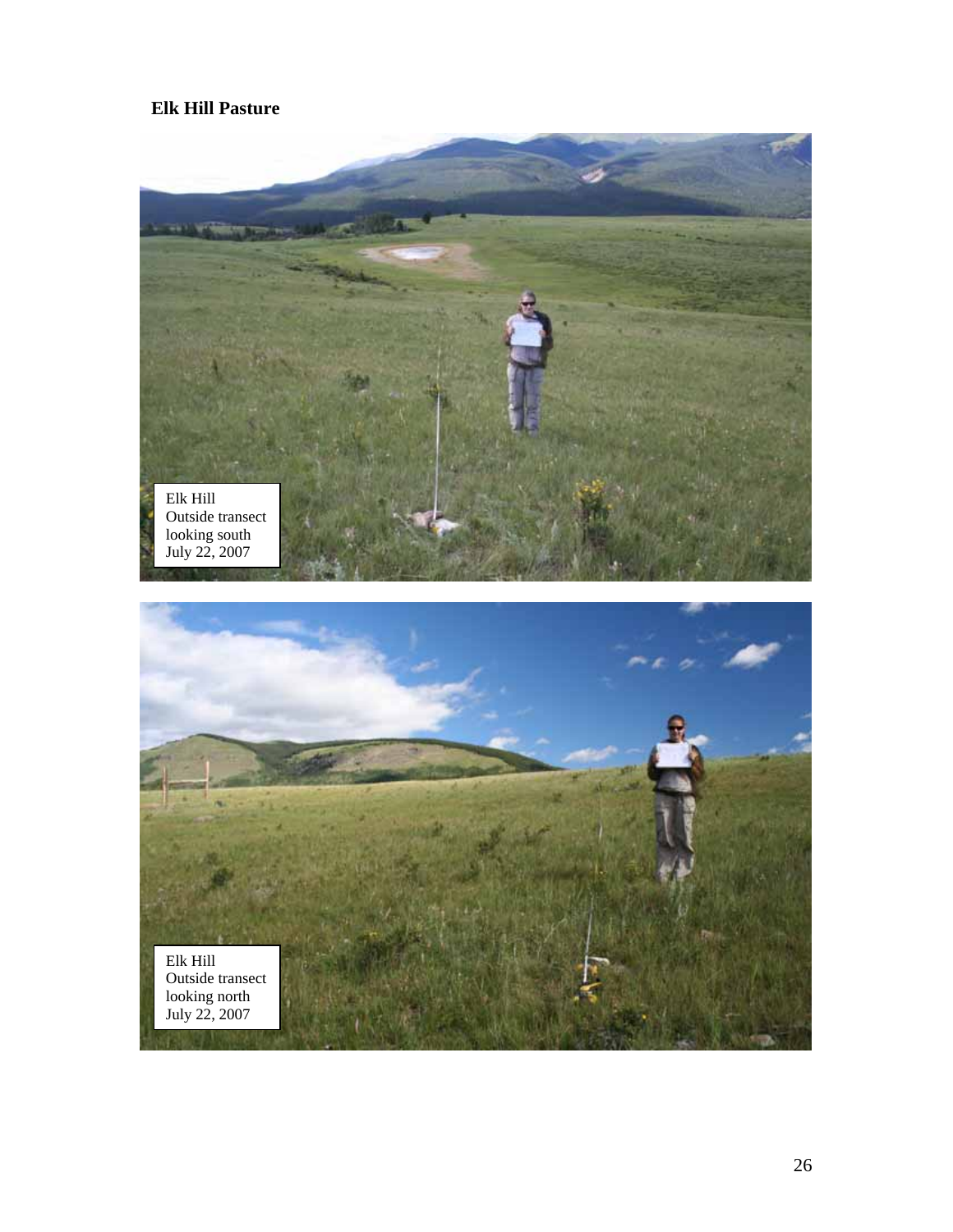**Elk Hill Pasture**

Elk Hill
Outside transect
looking south
July 22, 2007

Elk Hill
Outside transect
looking north
July 22, 2007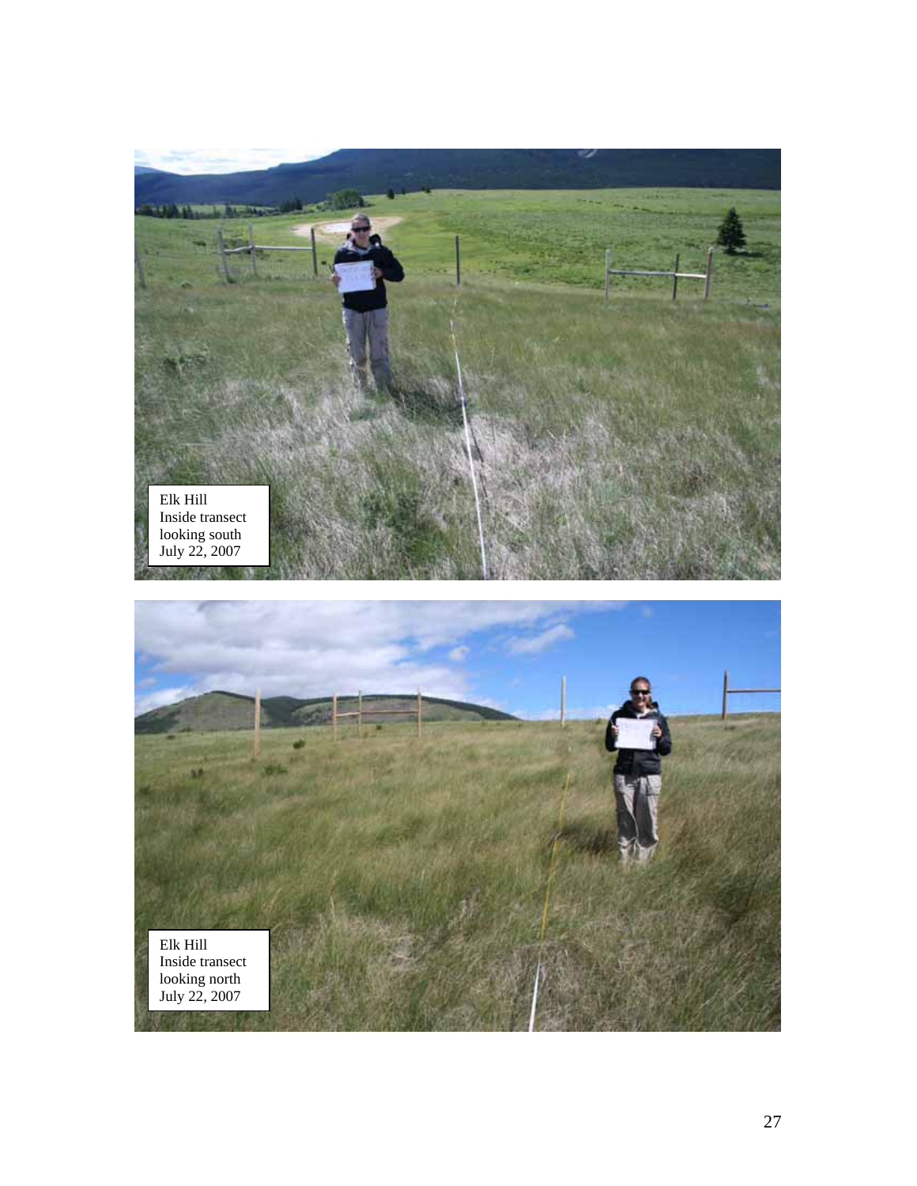Elk Hill
Inside transect
looking south
July 22, 2007

Elk Hill
Inside transect
looking north
July 22, 2007